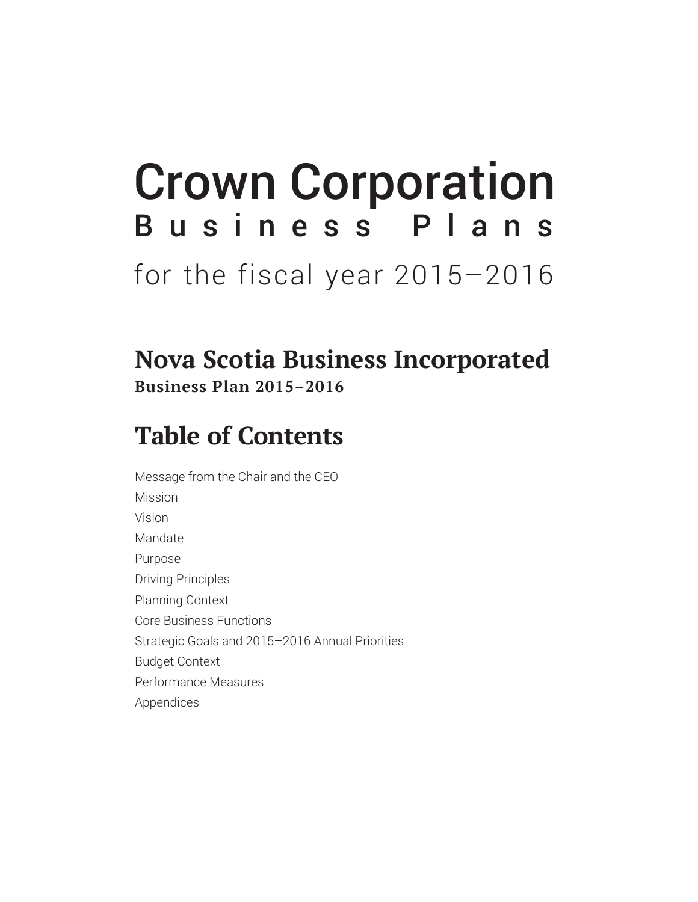# Crown Corporation Business Plans

for the fiscal year 2015–2016

## Nova Scotia Business Incorporated

**Business Plan 2015–2016**

## Table of Contents

Message from the Chair and the CEO
Mission
Vision
Mandate
Purpose
Driving Principles
Planning Context
Core Business Functions
Strategic Goals and 2015–2016 Annual Priorities
Budget Context
Performance Measures
Appendices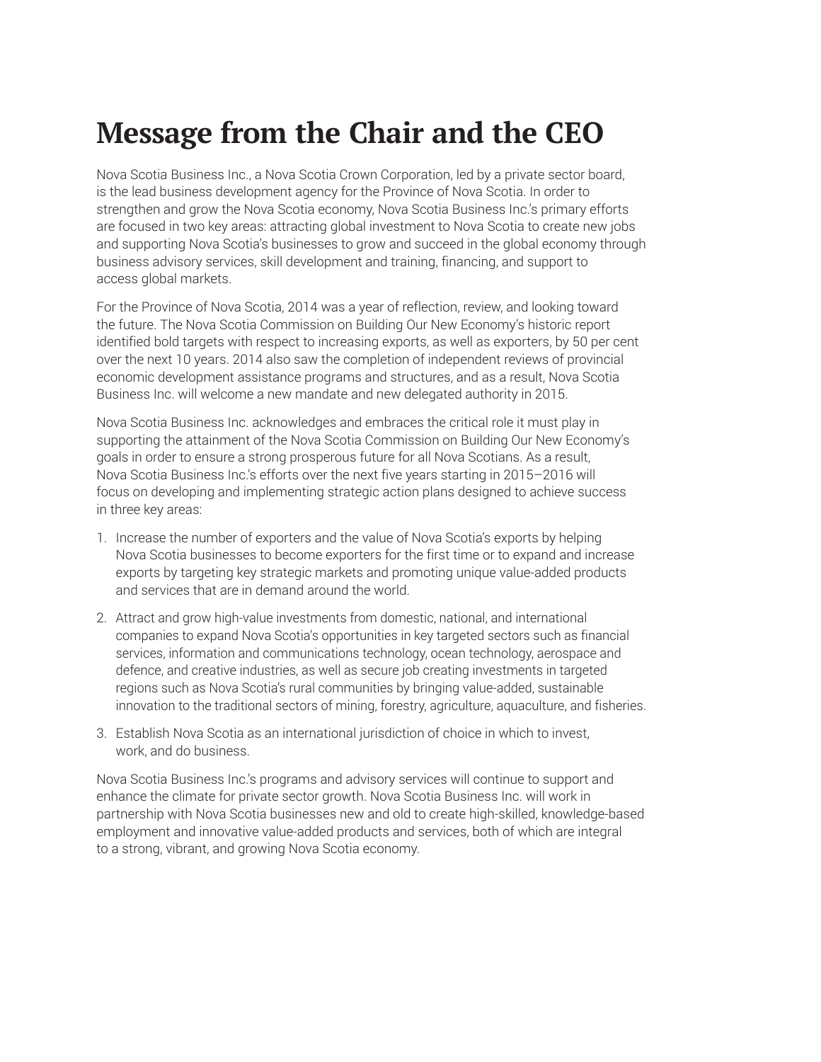# Message from the Chair and the CEO

Nova Scotia Business Inc., a Nova Scotia Crown Corporation, led by a private sector board, is the lead business development agency for the Province of Nova Scotia. In order to strengthen and grow the Nova Scotia economy, Nova Scotia Business Inc.'s primary efforts are focused in two key areas: attracting global investment to Nova Scotia to create new jobs and supporting Nova Scotia's businesses to grow and succeed in the global economy through business advisory services, skill development and training, financing, and support to access global markets.

For the Province of Nova Scotia, 2014 was a year of reflection, review, and looking toward the future. The Nova Scotia Commission on Building Our New Economy's historic report identified bold targets with respect to increasing exports, as well as exporters, by 50 per cent over the next 10 years. 2014 also saw the completion of independent reviews of provincial economic development assistance programs and structures, and as a result, Nova Scotia Business Inc. will welcome a new mandate and new delegated authority in 2015.

Nova Scotia Business Inc. acknowledges and embraces the critical role it must play in supporting the attainment of the Nova Scotia Commission on Building Our New Economy's goals in order to ensure a strong prosperous future for all Nova Scotians. As a result, Nova Scotia Business Inc.'s efforts over the next five years starting in 2015–2016 will focus on developing and implementing strategic action plans designed to achieve success in three key areas:

1. Increase the number of exporters and the value of Nova Scotia's exports by helping Nova Scotia businesses to become exporters for the first time or to expand and increase exports by targeting key strategic markets and promoting unique value-added products and services that are in demand around the world.
2. Attract and grow high-value investments from domestic, national, and international companies to expand Nova Scotia's opportunities in key targeted sectors such as financial services, information and communications technology, ocean technology, aerospace and defence, and creative industries, as well as secure job creating investments in targeted regions such as Nova Scotia's rural communities by bringing value-added, sustainable innovation to the traditional sectors of mining, forestry, agriculture, aquaculture, and fisheries.
3. Establish Nova Scotia as an international jurisdiction of choice in which to invest, work, and do business.

Nova Scotia Business Inc.'s programs and advisory services will continue to support and enhance the climate for private sector growth. Nova Scotia Business Inc. will work in partnership with Nova Scotia businesses new and old to create high-skilled, knowledge-based employment and innovative value-added products and services, both of which are integral to a strong, vibrant, and growing Nova Scotia economy.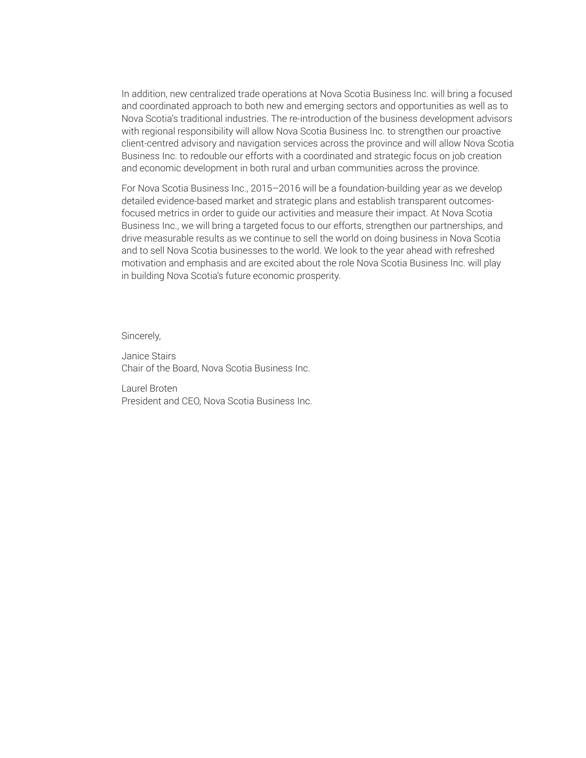In addition, new centralized trade operations at Nova Scotia Business Inc. will bring a focused and coordinated approach to both new and emerging sectors and opportunities as well as to Nova Scotia's traditional industries. The re-introduction of the business development advisors with regional responsibility will allow Nova Scotia Business Inc. to strengthen our proactive client-centred advisory and navigation services across the province and will allow Nova Scotia Business Inc. to redouble our efforts with a coordinated and strategic focus on job creation and economic development in both rural and urban communities across the province.

For Nova Scotia Business Inc., 2015–2016 will be a foundation-building year as we develop detailed evidence-based market and strategic plans and establish transparent outcomes-focused metrics in order to guide our activities and measure their impact. At Nova Scotia Business Inc., we will bring a targeted focus to our efforts, strengthen our partnerships, and drive measurable results as we continue to sell the world on doing business in Nova Scotia and to sell Nova Scotia businesses to the world. We look to the year ahead with refreshed motivation and emphasis and are excited about the role Nova Scotia Business Inc. will play in building Nova Scotia's future economic prosperity.

Sincerely,

Janice Stairs
Chair of the Board, Nova Scotia Business Inc.

Laurel Broten
President and CEO, Nova Scotia Business Inc.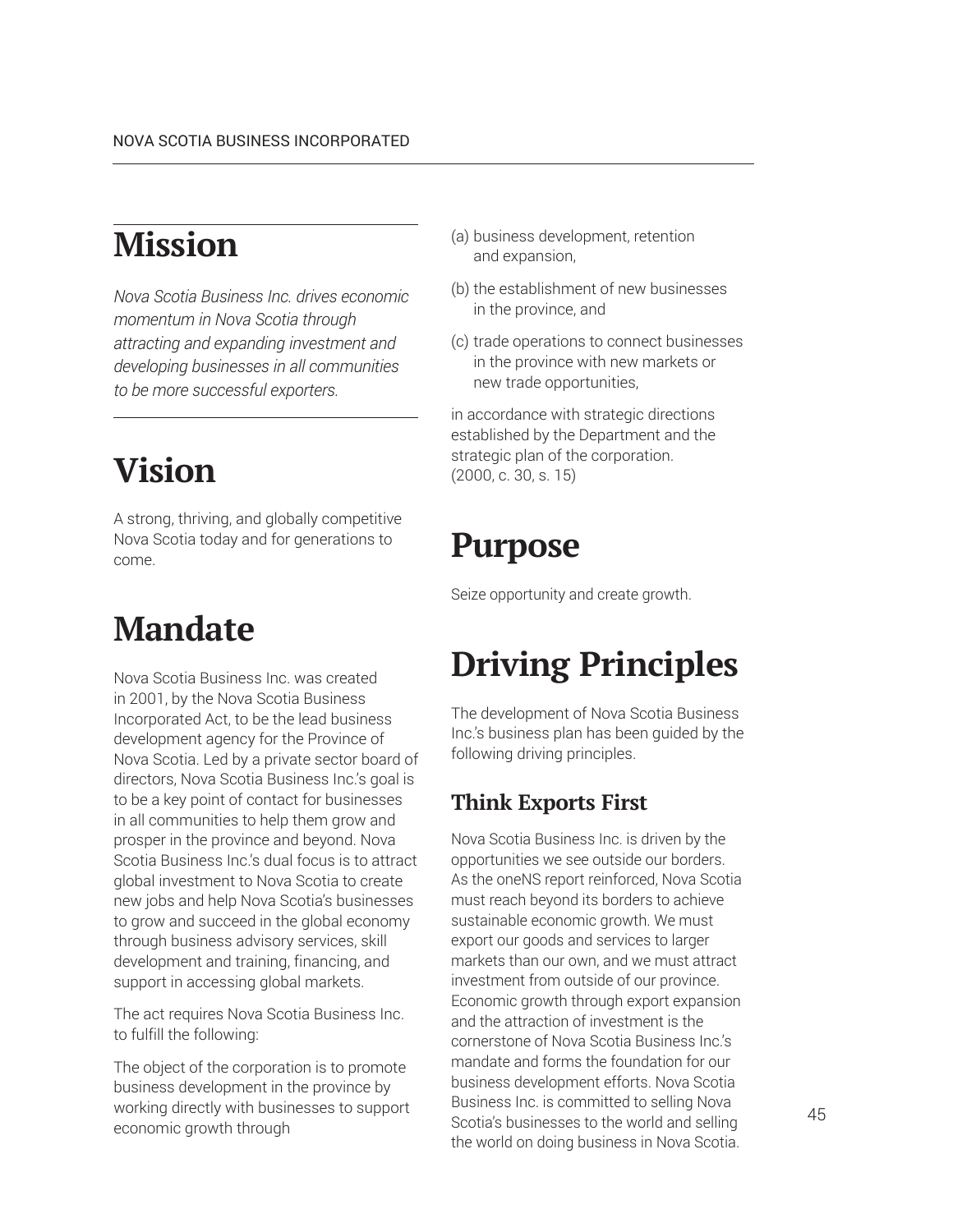# Mission

*Nova Scotia Business Inc. drives economic momentum in Nova Scotia through attracting and expanding investment and developing businesses in all communities to be more successful exporters.*

# Vision

A strong, thriving, and globally competitive Nova Scotia today and for generations to come.

# Mandate

Nova Scotia Business Inc. was created in 2001, by the Nova Scotia Business Incorporated Act, to be the lead business development agency for the Province of Nova Scotia. Led by a private sector board of directors, Nova Scotia Business Inc.'s goal is to be a key point of contact for businesses in all communities to help them grow and prosper in the province and beyond. Nova Scotia Business Inc.'s dual focus is to attract global investment to Nova Scotia to create new jobs and help Nova Scotia's businesses to grow and succeed in the global economy through business advisory services, skill development and training, financing, and support in accessing global markets.

The act requires Nova Scotia Business Inc. to fulfill the following:

The object of the corporation is to promote business development in the province by working directly with businesses to support economic growth through

(a) business development, retention and expansion,

(b) the establishment of new businesses in the province, and

(c) trade operations to connect businesses in the province with new markets or new trade opportunities,

in accordance with strategic directions established by the Department and the strategic plan of the corporation. (2000, c. 30, s. 15)

# Purpose

Seize opportunity and create growth.

# Driving Principles

The development of Nova Scotia Business Inc.'s business plan has been guided by the following driving principles.

## Think Exports First

Nova Scotia Business Inc. is driven by the opportunities we see outside our borders. As the oneNS report reinforced, Nova Scotia must reach beyond its borders to achieve sustainable economic growth. We must export our goods and services to larger markets than our own, and we must attract investment from outside of our province. Economic growth through export expansion and the attraction of investment is the cornerstone of Nova Scotia Business Inc.'s mandate and forms the foundation for our business development efforts. Nova Scotia Business Inc. is committed to selling Nova Scotia's businesses to the world and selling the world on doing business in Nova Scotia.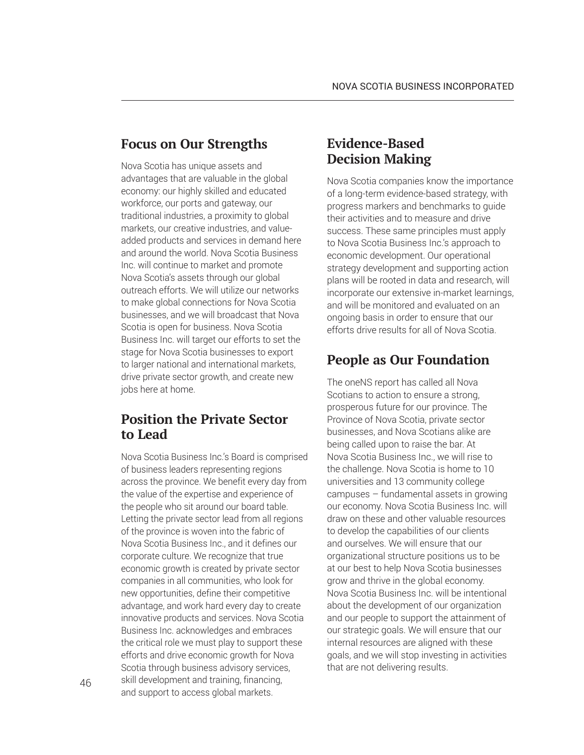## Focus on Our Strengths

Nova Scotia has unique assets and advantages that are valuable in the global economy: our highly skilled and educated workforce, our ports and gateway, our traditional industries, a proximity to global markets, our creative industries, and value-added products and services in demand here and around the world. Nova Scotia Business Inc. will continue to market and promote Nova Scotia's assets through our global outreach efforts. We will utilize our networks to make global connections for Nova Scotia businesses, and we will broadcast that Nova Scotia is open for business. Nova Scotia Business Inc. will target our efforts to set the stage for Nova Scotia businesses to export to larger national and international markets, drive private sector growth, and create new jobs here at home.

## Position the Private Sector to Lead

Nova Scotia Business Inc.'s Board is comprised of business leaders representing regions across the province. We benefit every day from the value of the expertise and experience of the people who sit around our board table. Letting the private sector lead from all regions of the province is woven into the fabric of Nova Scotia Business Inc., and it defines our corporate culture. We recognize that true economic growth is created by private sector companies in all communities, who look for new opportunities, define their competitive advantage, and work hard every day to create innovative products and services. Nova Scotia Business Inc. acknowledges and embraces the critical role we must play to support these efforts and drive economic growth for Nova Scotia through business advisory services, skill development and training, financing, and support to access global markets.

## Evidence-Based Decision Making

Nova Scotia companies know the importance of a long-term evidence-based strategy, with progress markers and benchmarks to guide their activities and to measure and drive success. These same principles must apply to Nova Scotia Business Inc.'s approach to economic development. Our operational strategy development and supporting action plans will be rooted in data and research, will incorporate our extensive in-market learnings, and will be monitored and evaluated on an ongoing basis in order to ensure that our efforts drive results for all of Nova Scotia.

## People as Our Foundation

The oneNS report has called all Nova Scotians to action to ensure a strong, prosperous future for our province. The Province of Nova Scotia, private sector businesses, and Nova Scotians alike are being called upon to raise the bar. At Nova Scotia Business Inc., we will rise to the challenge. Nova Scotia is home to 10 universities and 13 community college campuses – fundamental assets in growing our economy. Nova Scotia Business Inc. will draw on these and other valuable resources to develop the capabilities of our clients and ourselves. We will ensure that our organizational structure positions us to be at our best to help Nova Scotia businesses grow and thrive in the global economy. Nova Scotia Business Inc. will be intentional about the development of our organization and our people to support the attainment of our strategic goals. We will ensure that our internal resources are aligned with these goals, and we will stop investing in activities that are not delivering results.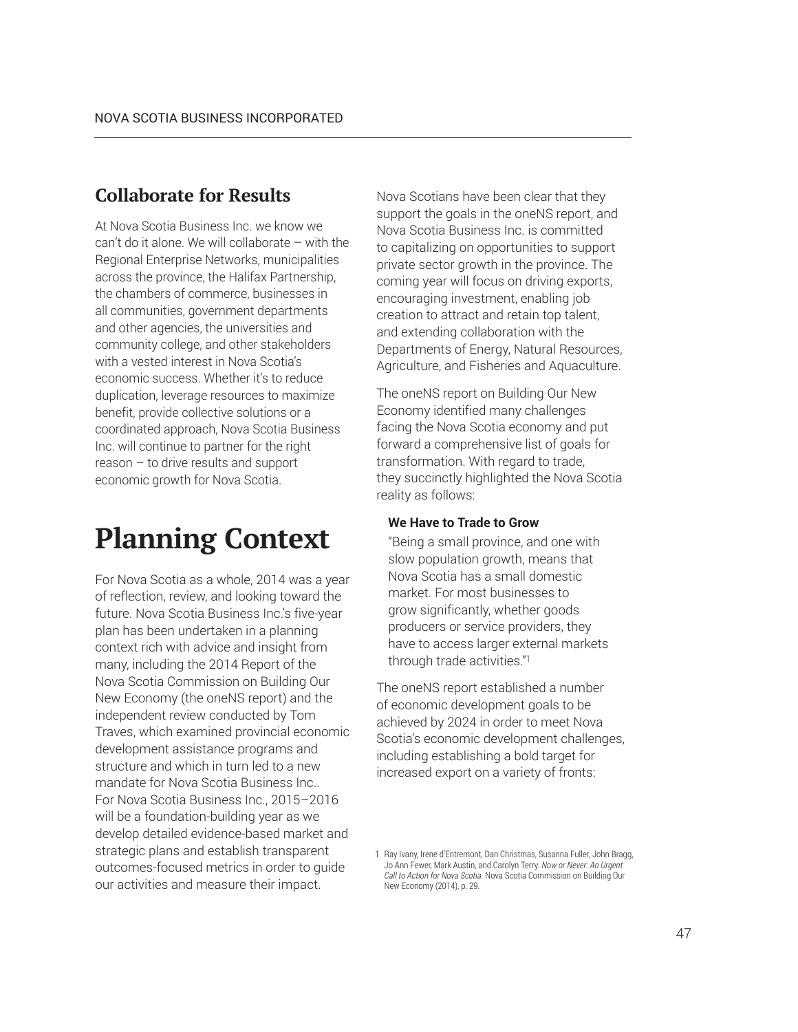## Collaborate for Results

At Nova Scotia Business Inc. we know we can't do it alone. We will collaborate – with the Regional Enterprise Networks, municipalities across the province, the Halifax Partnership, the chambers of commerce, businesses in all communities, government departments and other agencies, the universities and community college, and other stakeholders with a vested interest in Nova Scotia's economic success. Whether it's to reduce duplication, leverage resources to maximize benefit, provide collective solutions or a coordinated approach, Nova Scotia Business Inc. will continue to partner for the right reason – to drive results and support economic growth for Nova Scotia.

# Planning Context

For Nova Scotia as a whole, 2014 was a year of reflection, review, and looking toward the future. Nova Scotia Business Inc.'s five-year plan has been undertaken in a planning context rich with advice and insight from many, including the 2014 Report of the Nova Scotia Commission on Building Our New Economy (the oneNS report) and the independent review conducted by Tom Traves, which examined provincial economic development assistance programs and structure and which in turn led to a new mandate for Nova Scotia Business Inc.. For Nova Scotia Business Inc., 2015–2016 will be a foundation-building year as we develop detailed evidence-based market and strategic plans and establish transparent outcomes-focused metrics in order to guide our activities and measure their impact.

Nova Scotians have been clear that they support the goals in the oneNS report, and Nova Scotia Business Inc. is committed to capitalizing on opportunities to support private sector growth in the province. The coming year will focus on driving exports, encouraging investment, enabling job creation to attract and retain top talent, and extending collaboration with the Departments of Energy, Natural Resources, Agriculture, and Fisheries and Aquaculture.

The oneNS report on Building Our New Economy identified many challenges facing the Nova Scotia economy and put forward a comprehensive list of goals for transformation. With regard to trade, they succinctly highlighted the Nova Scotia reality as follows:

> **We Have to Trade to Grow**
>
> "Being a small province, and one with slow population growth, means that Nova Scotia has a small domestic market. For most businesses to grow significantly, whether goods producers or service providers, they have to access larger external markets through trade activities."[1]

The oneNS report established a number of economic development goals to be achieved by 2024 in order to meet Nova Scotia's economic development challenges, including establishing a bold target for increased export on a variety of fronts:

1 Ray Ivany, Irene d'Entremont, Dan Christmas, Susanna Fuller, John Bragg, Jo Ann Fewer, Mark Austin, and Carolyn Terry. *Now or Never: An Urgent Call to Action for Nova Scotia*. Nova Scotia Commission on Building Our New Economy (2014), p. 29.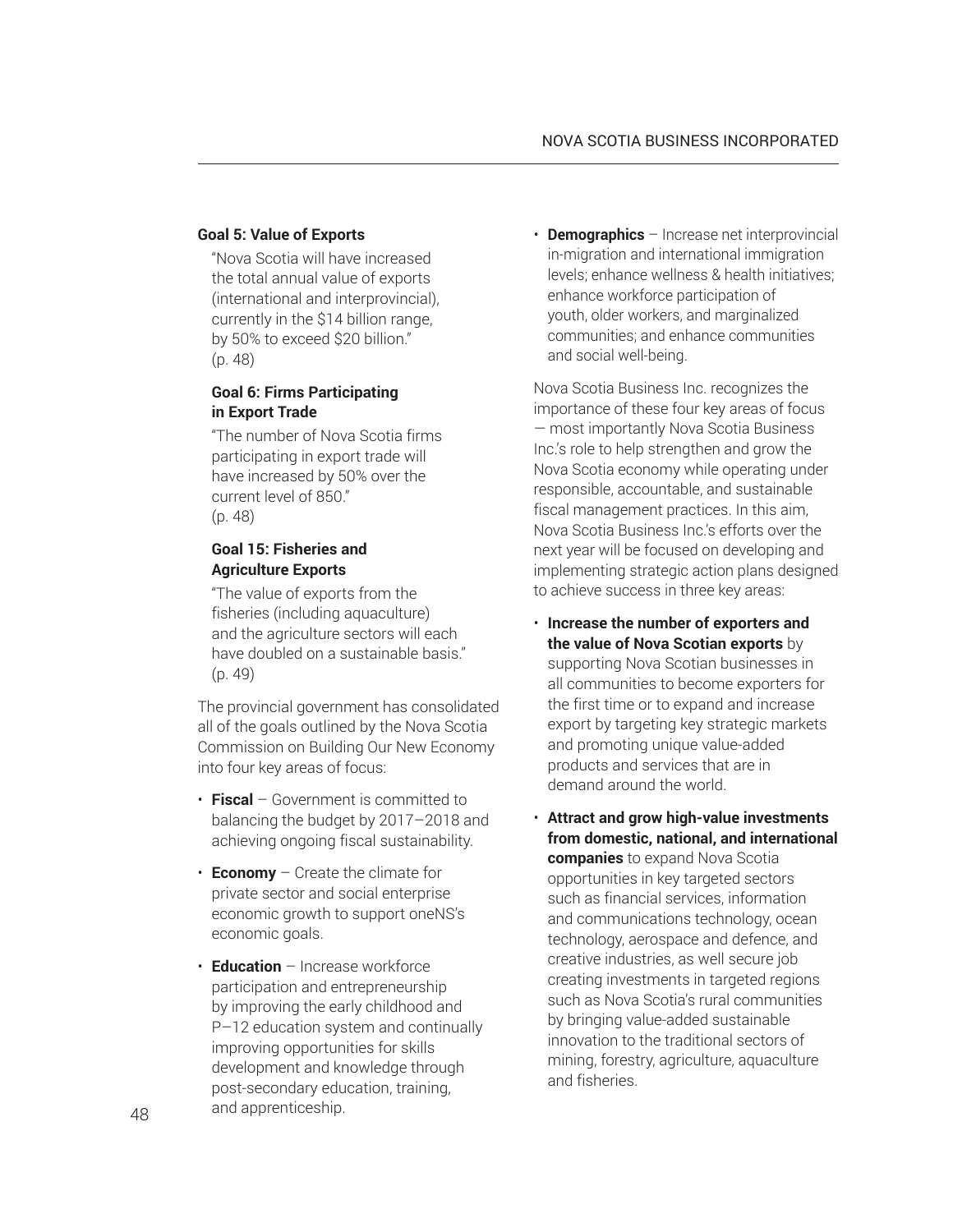**Goal 5: Value of Exports**

"Nova Scotia will have increased the total annual value of exports (international and interprovincial), currently in the $14 billion range, by 50% to exceed $20 billion." (p. 48)

**Goal 6: Firms Participating in Export Trade**

"The number of Nova Scotia firms participating in export trade will have increased by 50% over the current level of 850." (p. 48)

**Goal 15: Fisheries and Agriculture Exports**

"The value of exports from the fisheries (including aquaculture) and the agriculture sectors will each have doubled on a sustainable basis." (p. 49)

The provincial government has consolidated all of the goals outlined by the Nova Scotia Commission on Building Our New Economy into four key areas of focus:

- **Fiscal** – Government is committed to balancing the budget by 2017–2018 and achieving ongoing fiscal sustainability.
- **Economy** – Create the climate for private sector and social enterprise economic growth to support oneNS's economic goals.
- **Education** – Increase workforce participation and entrepreneurship by improving the early childhood and P–12 education system and continually improving opportunities for skills development and knowledge through post-secondary education, training, and apprenticeship.
- **Demographics** – Increase net interprovincial in-migration and international immigration levels; enhance wellness & health initiatives; enhance workforce participation of youth, older workers, and marginalized communities; and enhance communities and social well-being.

Nova Scotia Business Inc. recognizes the importance of these four key areas of focus — most importantly Nova Scotia Business Inc.'s role to help strengthen and grow the Nova Scotia economy while operating under responsible, accountable, and sustainable fiscal management practices. In this aim, Nova Scotia Business Inc.'s efforts over the next year will be focused on developing and implementing strategic action plans designed to achieve success in three key areas:

- **Increase the number of exporters and the value of Nova Scotian exports** by supporting Nova Scotian businesses in all communities to become exporters for the first time or to expand and increase export by targeting key strategic markets and promoting unique value-added products and services that are in demand around the world.
- **Attract and grow high-value investments from domestic, national, and international companies** to expand Nova Scotia opportunities in key targeted sectors such as financial services, information and communications technology, ocean technology, aerospace and defence, and creative industries, as well secure job creating investments in targeted regions such as Nova Scotia's rural communities by bringing value-added sustainable innovation to the traditional sectors of mining, forestry, agriculture, aquaculture and fisheries.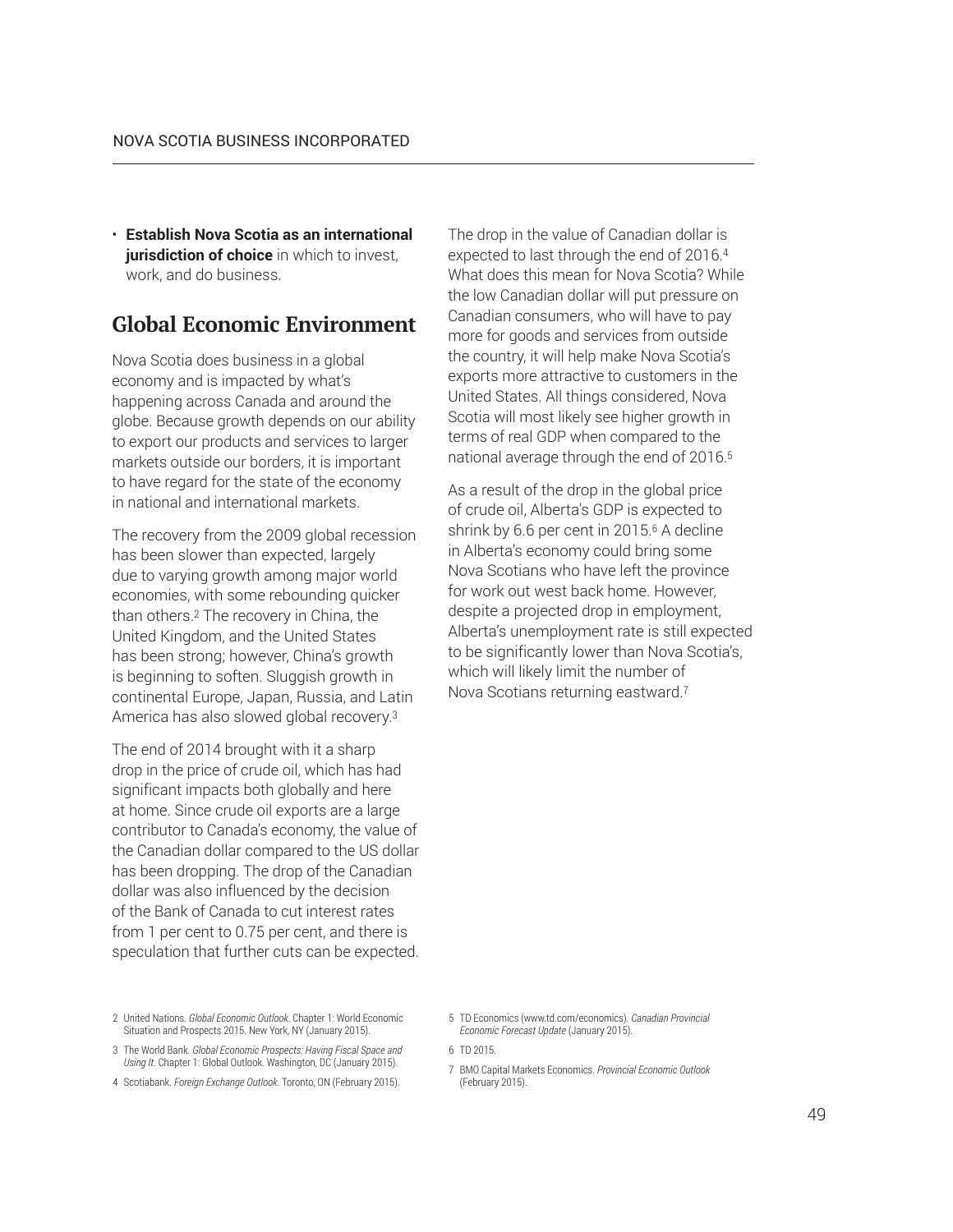- **Establish Nova Scotia as an international jurisdiction of choice** in which to invest, work, and do business.

## Global Economic Environment

Nova Scotia does business in a global economy and is impacted by what's happening across Canada and around the globe. Because growth depends on our ability to export our products and services to larger markets outside our borders, it is important to have regard for the state of the economy in national and international markets.

The recovery from the 2009 global recession has been slower than expected, largely due to varying growth among major world economies, with some rebounding quicker than others.[2] The recovery in China, the United Kingdom, and the United States has been strong; however, China's growth is beginning to soften. Sluggish growth in continental Europe, Japan, Russia, and Latin America has also slowed global recovery.[3]

The end of 2014 brought with it a sharp drop in the price of crude oil, which has had significant impacts both globally and here at home. Since crude oil exports are a large contributor to Canada's economy, the value of the Canadian dollar compared to the US dollar has been dropping. The drop of the Canadian dollar was also influenced by the decision of the Bank of Canada to cut interest rates from 1 per cent to 0.75 per cent, and there is speculation that further cuts can be expected.

The drop in the value of Canadian dollar is expected to last through the end of 2016.[4] What does this mean for Nova Scotia? While the low Canadian dollar will put pressure on Canadian consumers, who will have to pay more for goods and services from outside the country, it will help make Nova Scotia's exports more attractive to customers in the United States. All things considered, Nova Scotia will most likely see higher growth in terms of real GDP when compared to the national average through the end of 2016.[5]

As a result of the drop in the global price of crude oil, Alberta's GDP is expected to shrink by 6.6 per cent in 2015.[6] A decline in Alberta's economy could bring some Nova Scotians who have left the province for work out west back home. However, despite a projected drop in employment, Alberta's unemployment rate is still expected to be significantly lower than Nova Scotia's, which will likely limit the number of Nova Scotians returning eastward.[7]

---

2 United Nations. *Global Economic Outlook*. Chapter 1: World Economic Situation and Prospects 2015. New York, NY (January 2015).

3 The World Bank. *Global Economic Prospects: Having Fiscal Space and Using It*. Chapter 1: Global Outlook. Washington, DC (January 2015).

4 Scotiabank. *Foreign Exchange Outlook*. Toronto, ON (February 2015).

5 TD Economics (www.td.com/economics). *Canadian Provincial Economic Forecast Update* (January 2015).

6 TD 2015.

7 BMO Capital Markets Economics. *Provincial Economic Outlook* (February 2015).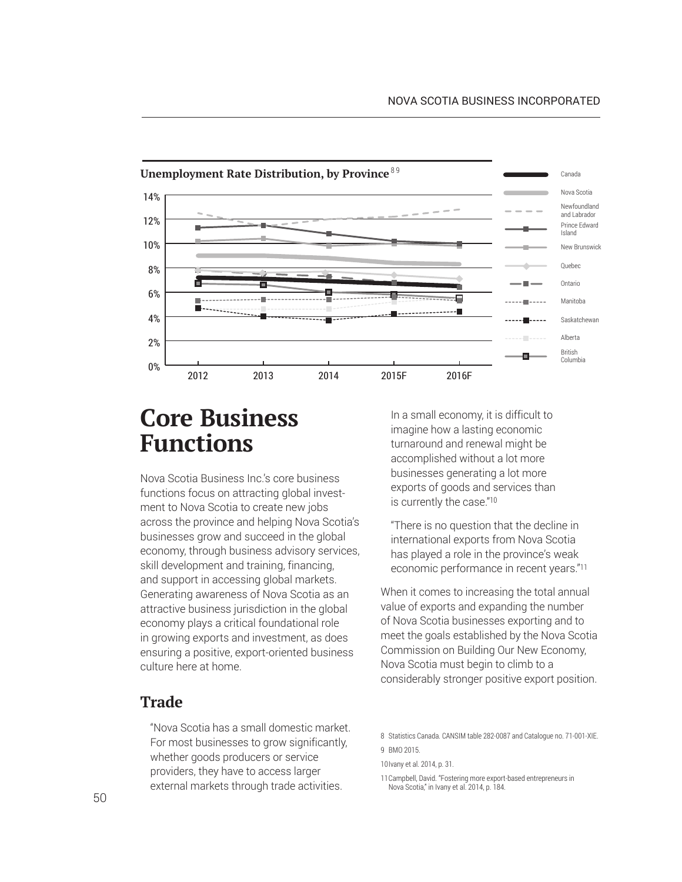**Unemployment Rate Distribution, by Province** [8,9]

# Core Business Functions

Nova Scotia Business Inc.'s core business functions focus on attracting global investment to Nova Scotia to create new jobs across the province and helping Nova Scotia's businesses grow and succeed in the global economy, through business advisory services, skill development and training, financing, and support in accessing global markets. Generating awareness of Nova Scotia as an attractive business jurisdiction in the global economy plays a critical foundational role in growing exports and investment, as does ensuring a positive, export-oriented business culture here at home.

## Trade

> "Nova Scotia has a small domestic market. For most businesses to grow significantly, whether goods producers or service providers, they have to access larger external markets through trade activities. In a small economy, it is difficult to imagine how a lasting economic turnaround and renewal might be accomplished without a lot more businesses generating a lot more exports of goods and services than is currently the case."[10]

> "There is no question that the decline in international exports from Nova Scotia has played a role in the province's weak economic performance in recent years."[11]

When it comes to increasing the total annual value of exports and expanding the number of Nova Scotia businesses exporting and to meet the goals established by the Nova Scotia Commission on Building Our New Economy, Nova Scotia must begin to climb to a considerably stronger positive export position.

8 Statistics Canada. CANSIM table 282-0087 and Catalogue no. 71-001-XIE.

9 BMO 2015.

10 Ivany et al. 2014, p. 31.

11 Campbell, David. "Fostering more export-based entrepreneurs in Nova Scotia," in Ivany et al. 2014, p. 184.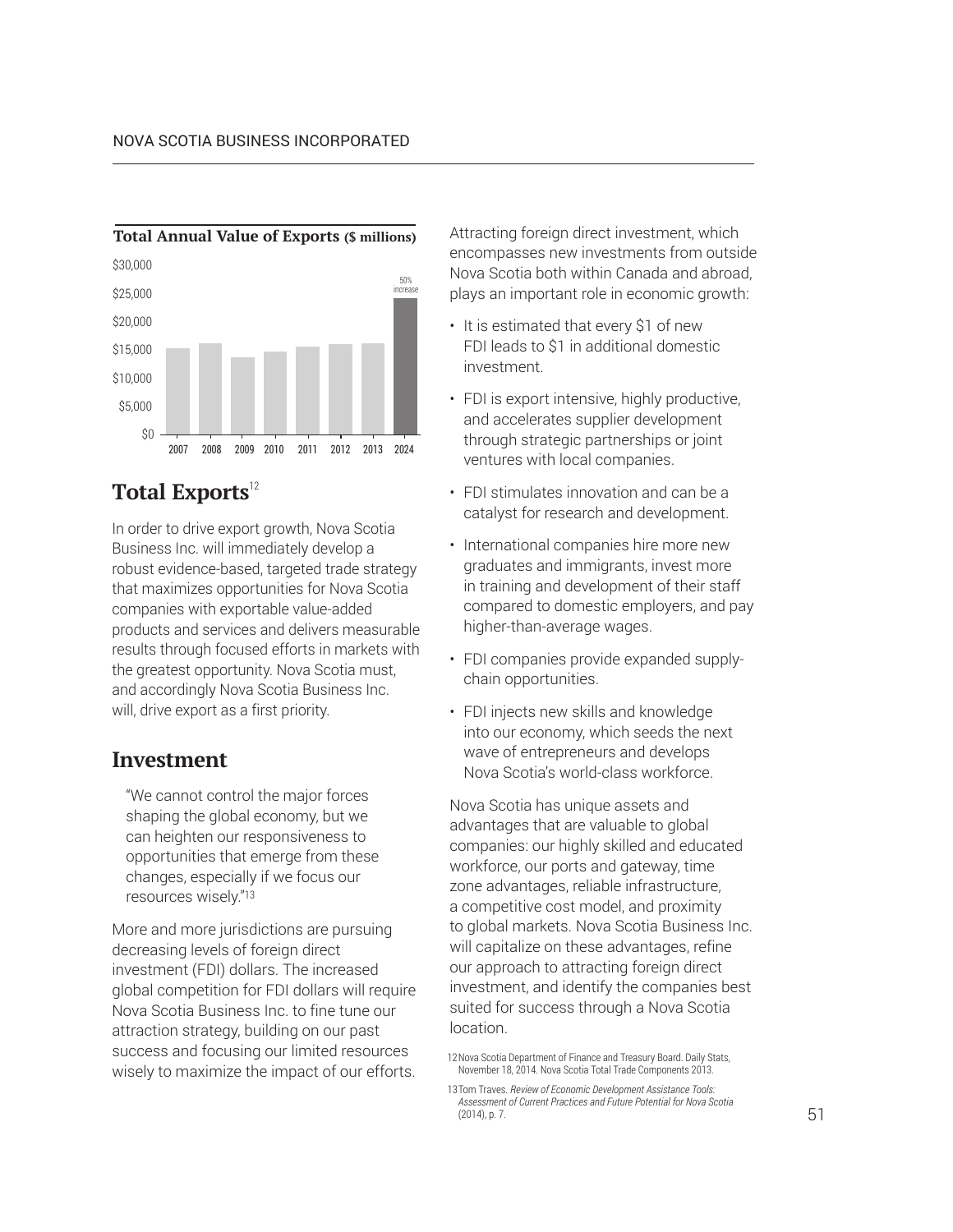**Total Annual Value of Exports ($ millions)**

$30,000
$25,000
$20,000
$15,000
$10,000
$5,000
$0

2007 2008 2009 2010 2011 2012 2013 2024

50% increase

## Total Exports[12]

In order to drive export growth, Nova Scotia Business Inc. will immediately develop a robust evidence-based, targeted trade strategy that maximizes opportunities for Nova Scotia companies with exportable value-added products and services and delivers measurable results through focused efforts in markets with the greatest opportunity. Nova Scotia must, and accordingly Nova Scotia Business Inc. will, drive export as a first priority.

## Investment

> "We cannot control the major forces shaping the global economy, but we can heighten our responsiveness to opportunities that emerge from these changes, especially if we focus our resources wisely."[13]

More and more jurisdictions are pursuing decreasing levels of foreign direct investment (FDI) dollars. The increased global competition for FDI dollars will require Nova Scotia Business Inc. to fine tune our attraction strategy, building on our past success and focusing our limited resources wisely to maximize the impact of our efforts.

Attracting foreign direct investment, which encompasses new investments from outside Nova Scotia both within Canada and abroad, plays an important role in economic growth:

- It is estimated that every $1 of new FDI leads to $1 in additional domestic investment.
- FDI is export intensive, highly productive, and accelerates supplier development through strategic partnerships or joint ventures with local companies.
- FDI stimulates innovation and can be a catalyst for research and development.
- International companies hire more new graduates and immigrants, invest more in training and development of their staff compared to domestic employers, and pay higher-than-average wages.
- FDI companies provide expanded supply-chain opportunities.
- FDI injects new skills and knowledge into our economy, which seeds the next wave of entrepreneurs and develops Nova Scotia's world-class workforce.

Nova Scotia has unique assets and advantages that are valuable to global companies: our highly skilled and educated workforce, our ports and gateway, time zone advantages, reliable infrastructure, a competitive cost model, and proximity to global markets. Nova Scotia Business Inc. will capitalize on these advantages, refine our approach to attracting foreign direct investment, and identify the companies best suited for success through a Nova Scotia location.

12 Nova Scotia Department of Finance and Treasury Board. Daily Stats, November 18, 2014. Nova Scotia Total Trade Components 2013.

13 Tom Traves. *Review of Economic Development Assistance Tools: Assessment of Current Practices and Future Potential for Nova Scotia* (2014), p. 7.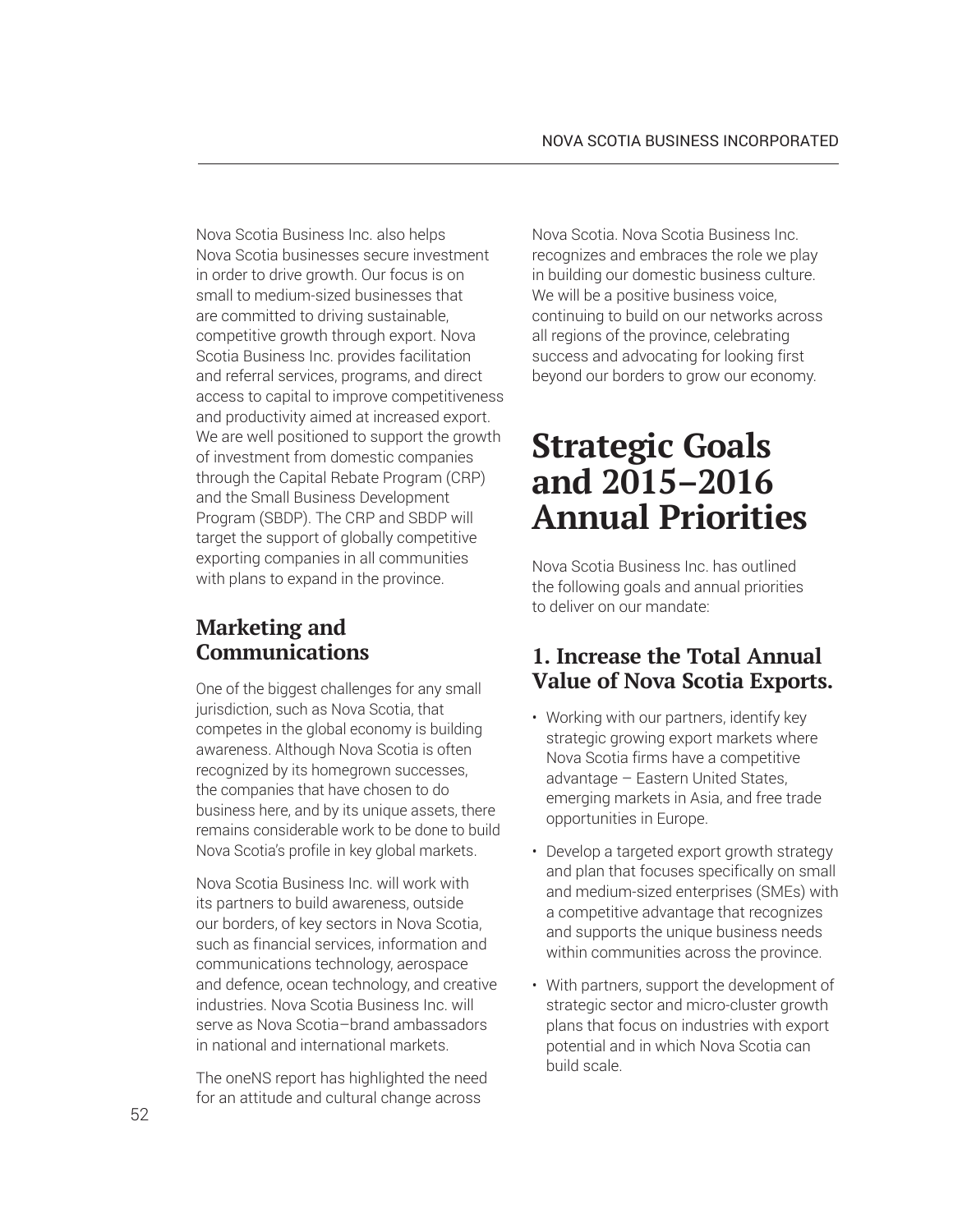Nova Scotia Business Inc. also helps Nova Scotia businesses secure investment in order to drive growth. Our focus is on small to medium-sized businesses that are committed to driving sustainable, competitive growth through export. Nova Scotia Business Inc. provides facilitation and referral services, programs, and direct access to capital to improve competitiveness and productivity aimed at increased export. We are well positioned to support the growth of investment from domestic companies through the Capital Rebate Program (CRP) and the Small Business Development Program (SBDP). The CRP and SBDP will target the support of globally competitive exporting companies in all communities with plans to expand in the province.

## Marketing and Communications

One of the biggest challenges for any small jurisdiction, such as Nova Scotia, that competes in the global economy is building awareness. Although Nova Scotia is often recognized by its homegrown successes, the companies that have chosen to do business here, and by its unique assets, there remains considerable work to be done to build Nova Scotia's profile in key global markets.

Nova Scotia Business Inc. will work with its partners to build awareness, outside our borders, of key sectors in Nova Scotia, such as financial services, information and communications technology, aerospace and defence, ocean technology, and creative industries. Nova Scotia Business Inc. will serve as Nova Scotia–brand ambassadors in national and international markets.

The oneNS report has highlighted the need for an attitude and cultural change across Nova Scotia. Nova Scotia Business Inc. recognizes and embraces the role we play in building our domestic business culture. We will be a positive business voice, continuing to build on our networks across all regions of the province, celebrating success and advocating for looking first beyond our borders to grow our economy.

# Strategic Goals and 2015–2016 Annual Priorities

Nova Scotia Business Inc. has outlined the following goals and annual priorities to deliver on our mandate:

## 1. Increase the Total Annual Value of Nova Scotia Exports.

- Working with our partners, identify key strategic growing export markets where Nova Scotia firms have a competitive advantage – Eastern United States, emerging markets in Asia, and free trade opportunities in Europe.
- Develop a targeted export growth strategy and plan that focuses specifically on small and medium-sized enterprises (SMEs) with a competitive advantage that recognizes and supports the unique business needs within communities across the province.
- With partners, support the development of strategic sector and micro-cluster growth plans that focus on industries with export potential and in which Nova Scotia can build scale.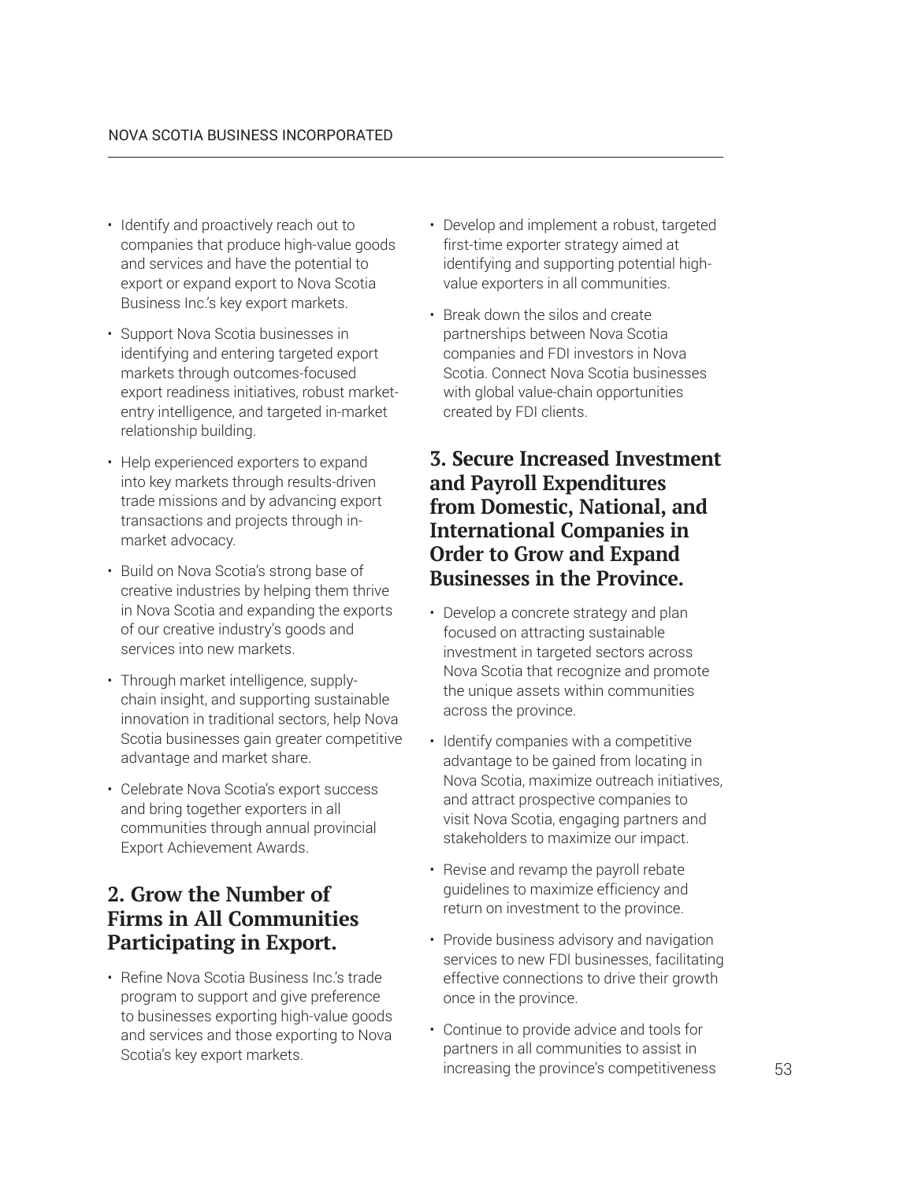- Identify and proactively reach out to companies that produce high-value goods and services and have the potential to export or expand export to Nova Scotia Business Inc.'s key export markets.
- Support Nova Scotia businesses in identifying and entering targeted export markets through outcomes-focused export readiness initiatives, robust market-entry intelligence, and targeted in-market relationship building.
- Help experienced exporters to expand into key markets through results-driven trade missions and by advancing export transactions and projects through in-market advocacy.
- Build on Nova Scotia's strong base of creative industries by helping them thrive in Nova Scotia and expanding the exports of our creative industry's goods and services into new markets.
- Through market intelligence, supply-chain insight, and supporting sustainable innovation in traditional sectors, help Nova Scotia businesses gain greater competitive advantage and market share.
- Celebrate Nova Scotia's export success and bring together exporters in all communities through annual provincial Export Achievement Awards.

## 2. Grow the Number of Firms in All Communities Participating in Export.

- Refine Nova Scotia Business Inc.'s trade program to support and give preference to businesses exporting high-value goods and services and those exporting to Nova Scotia's key export markets.
- Develop and implement a robust, targeted first-time exporter strategy aimed at identifying and supporting potential high-value exporters in all communities.
- Break down the silos and create partnerships between Nova Scotia companies and FDI investors in Nova Scotia. Connect Nova Scotia businesses with global value-chain opportunities created by FDI clients.

## 3. Secure Increased Investment and Payroll Expenditures from Domestic, National, and International Companies in Order to Grow and Expand Businesses in the Province.

- Develop a concrete strategy and plan focused on attracting sustainable investment in targeted sectors across Nova Scotia that recognize and promote the unique assets within communities across the province.
- Identify companies with a competitive advantage to be gained from locating in Nova Scotia, maximize outreach initiatives, and attract prospective companies to visit Nova Scotia, engaging partners and stakeholders to maximize our impact.
- Revise and revamp the payroll rebate guidelines to maximize efficiency and return on investment to the province.
- Provide business advisory and navigation services to new FDI businesses, facilitating effective connections to drive their growth once in the province.
- Continue to provide advice and tools for partners in all communities to assist in increasing the province's competitiveness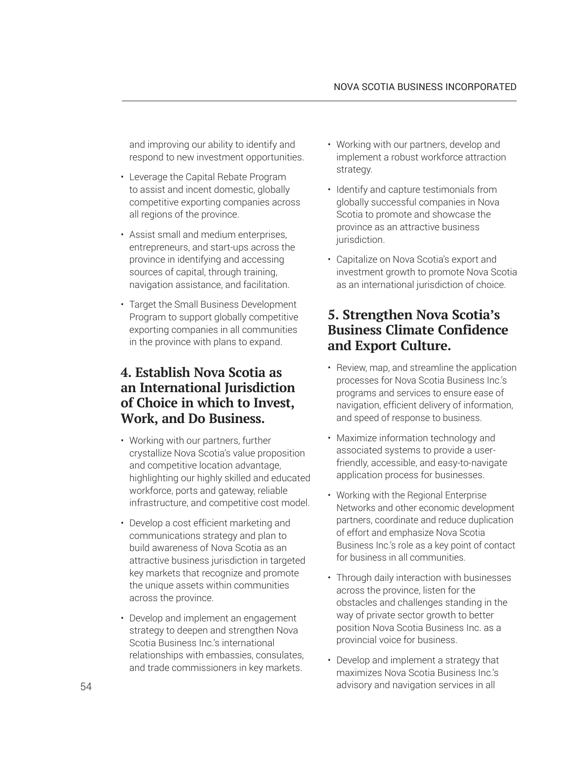and improving our ability to identify and respond to new investment opportunities.

- Leverage the Capital Rebate Program to assist and incent domestic, globally competitive exporting companies across all regions of the province.
- Assist small and medium enterprises, entrepreneurs, and start-ups across the province in identifying and accessing sources of capital, through training, navigation assistance, and facilitation.
- Target the Small Business Development Program to support globally competitive exporting companies in all communities in the province with plans to expand.

## 4. Establish Nova Scotia as an International Jurisdiction of Choice in which to Invest, Work, and Do Business.

- Working with our partners, further crystallize Nova Scotia's value proposition and competitive location advantage, highlighting our highly skilled and educated workforce, ports and gateway, reliable infrastructure, and competitive cost model.
- Develop a cost efficient marketing and communications strategy and plan to build awareness of Nova Scotia as an attractive business jurisdiction in targeted key markets that recognize and promote the unique assets within communities across the province.
- Develop and implement an engagement strategy to deepen and strengthen Nova Scotia Business Inc.'s international relationships with embassies, consulates, and trade commissioners in key markets.
- Working with our partners, develop and implement a robust workforce attraction strategy.
- Identify and capture testimonials from globally successful companies in Nova Scotia to promote and showcase the province as an attractive business jurisdiction.
- Capitalize on Nova Scotia's export and investment growth to promote Nova Scotia as an international jurisdiction of choice.

## 5. Strengthen Nova Scotia's Business Climate Confidence and Export Culture.

- Review, map, and streamline the application processes for Nova Scotia Business Inc.'s programs and services to ensure ease of navigation, efficient delivery of information, and speed of response to business.
- Maximize information technology and associated systems to provide a user-friendly, accessible, and easy-to-navigate application process for businesses.
- Working with the Regional Enterprise Networks and other economic development partners, coordinate and reduce duplication of effort and emphasize Nova Scotia Business Inc.'s role as a key point of contact for business in all communities.
- Through daily interaction with businesses across the province, listen for the obstacles and challenges standing in the way of private sector growth to better position Nova Scotia Business Inc. as a provincial voice for business.
- Develop and implement a strategy that maximizes Nova Scotia Business Inc.'s advisory and navigation services in all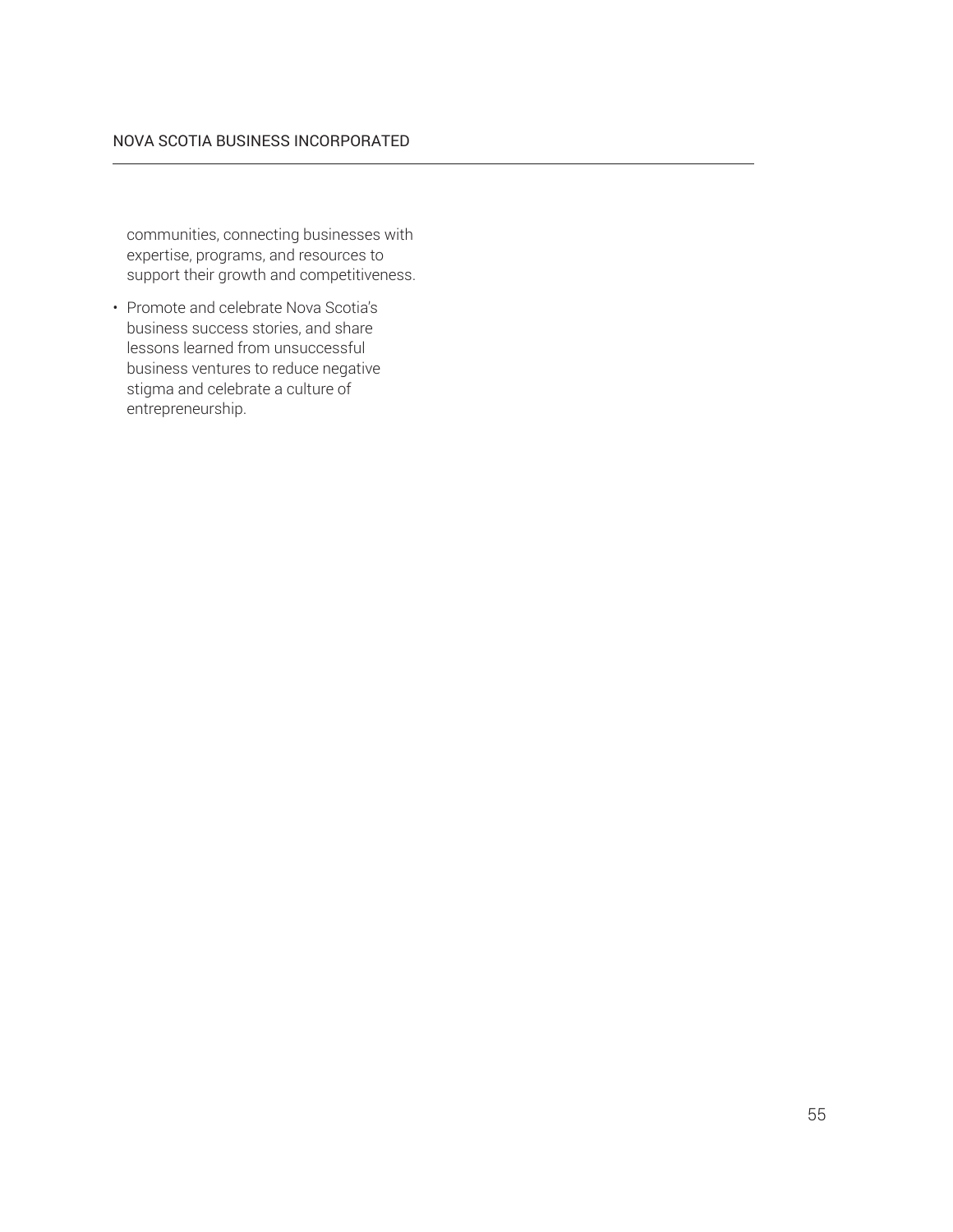communities, connecting businesses with expertise, programs, and resources to support their growth and competitiveness.

- Promote and celebrate Nova Scotia's business success stories, and share lessons learned from unsuccessful business ventures to reduce negative stigma and celebrate a culture of entrepreneurship.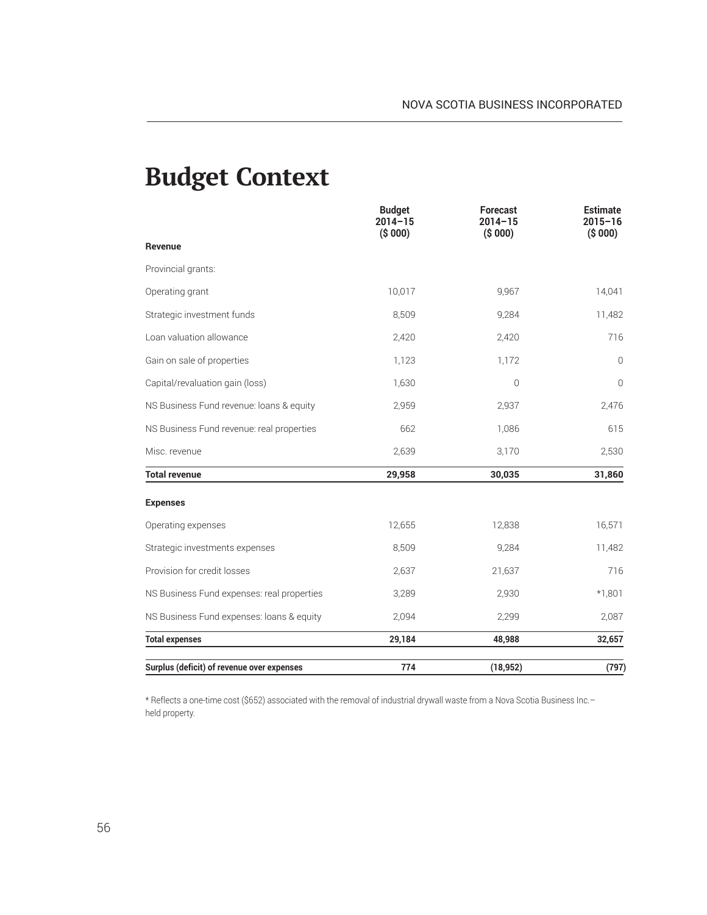# Budget Context

| | Budget 2014–15 ($ 000) | Forecast 2014–15 ($ 000) | Estimate 2015–16 ($ 000) |
|---|---|---|---|
| **Revenue** | | | |
| Provincial grants: | | | |
| Operating grant | 10,017 | 9,967 | 14,041 |
| Strategic investment funds | 8,509 | 9,284 | 11,482 |
| Loan valuation allowance | 2,420 | 2,420 | 716 |
| Gain on sale of properties | 1,123 | 1,172 | 0 |
| Capital/revaluation gain (loss) | 1,630 | 0 | 0 |
| NS Business Fund revenue: loans & equity | 2,959 | 2,937 | 2,476 |
| NS Business Fund revenue: real properties | 662 | 1,086 | 615 |
| Misc. revenue | 2,639 | 3,170 | 2,530 |
| **Total revenue** | **29,958** | **30,035** | **31,860** |
| **Expenses** | | | |
| Operating expenses | 12,655 | 12,838 | 16,571 |
| Strategic investments expenses | 8,509 | 9,284 | 11,482 |
| Provision for credit losses | 2,637 | 21,637 | 716 |
| NS Business Fund expenses: real properties | 3,289 | 2,930 | *1,801 |
| NS Business Fund expenses: loans & equity | 2,094 | 2,299 | 2,087 |
| **Total expenses** | **29,184** | **48,988** | **32,657** |
| **Surplus (deficit) of revenue over expenses** | **774** | **(18,952)** | **(797)** |

* Reflects a one-time cost ($652) associated with the removal of industrial drywall waste from a Nova Scotia Business Inc.–held property.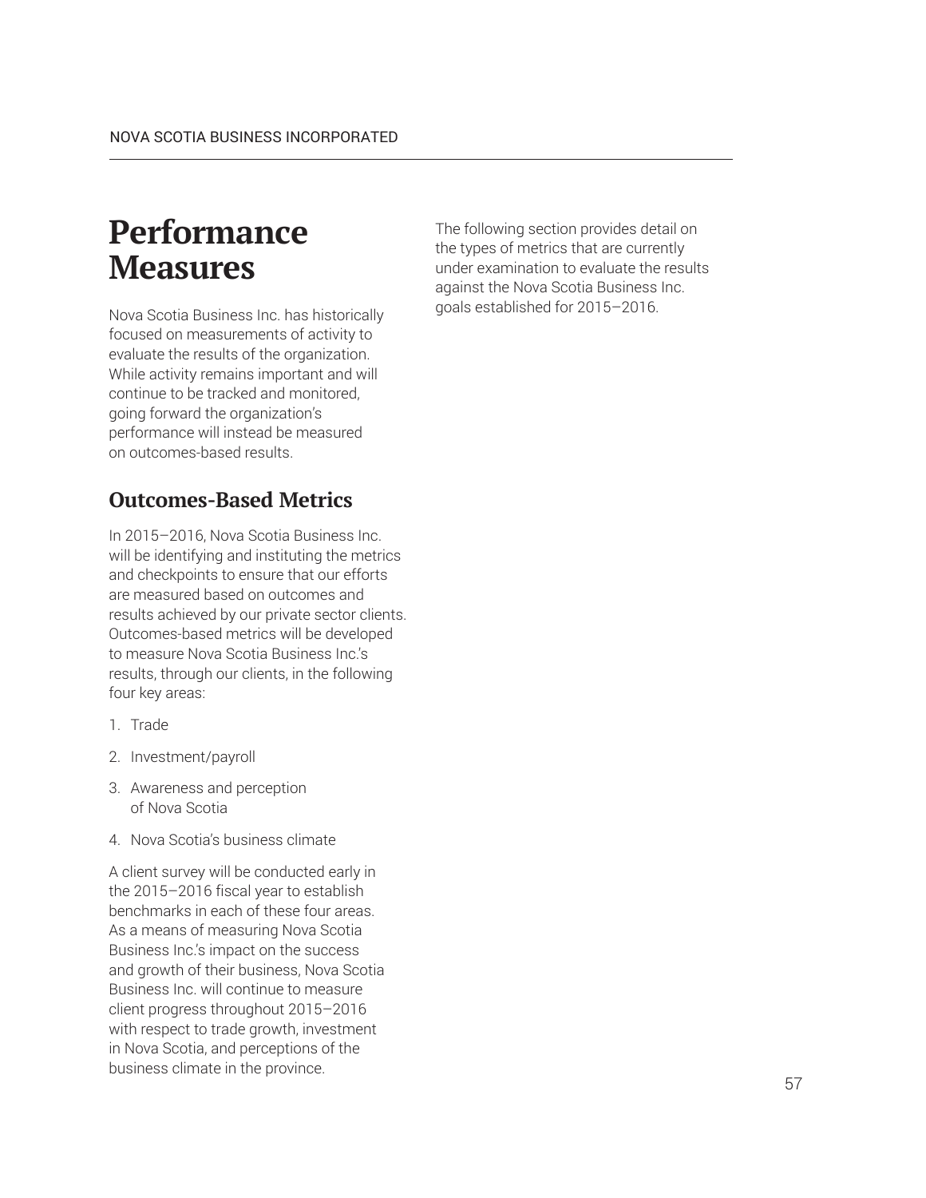# Performance Measures

Nova Scotia Business Inc. has historically focused on measurements of activity to evaluate the results of the organization. While activity remains important and will continue to be tracked and monitored, going forward the organization's performance will instead be measured on outcomes-based results.

## Outcomes-Based Metrics

In 2015–2016, Nova Scotia Business Inc. will be identifying and instituting the metrics and checkpoints to ensure that our efforts are measured based on outcomes and results achieved by our private sector clients. Outcomes-based metrics will be developed to measure Nova Scotia Business Inc.'s results, through our clients, in the following four key areas:

1. Trade
2. Investment/payroll
3. Awareness and perception of Nova Scotia
4. Nova Scotia's business climate

A client survey will be conducted early in the 2015–2016 fiscal year to establish benchmarks in each of these four areas. As a means of measuring Nova Scotia Business Inc.'s impact on the success and growth of their business, Nova Scotia Business Inc. will continue to measure client progress throughout 2015–2016 with respect to trade growth, investment in Nova Scotia, and perceptions of the business climate in the province.

The following section provides detail on the types of metrics that are currently under examination to evaluate the results against the Nova Scotia Business Inc. goals established for 2015–2016.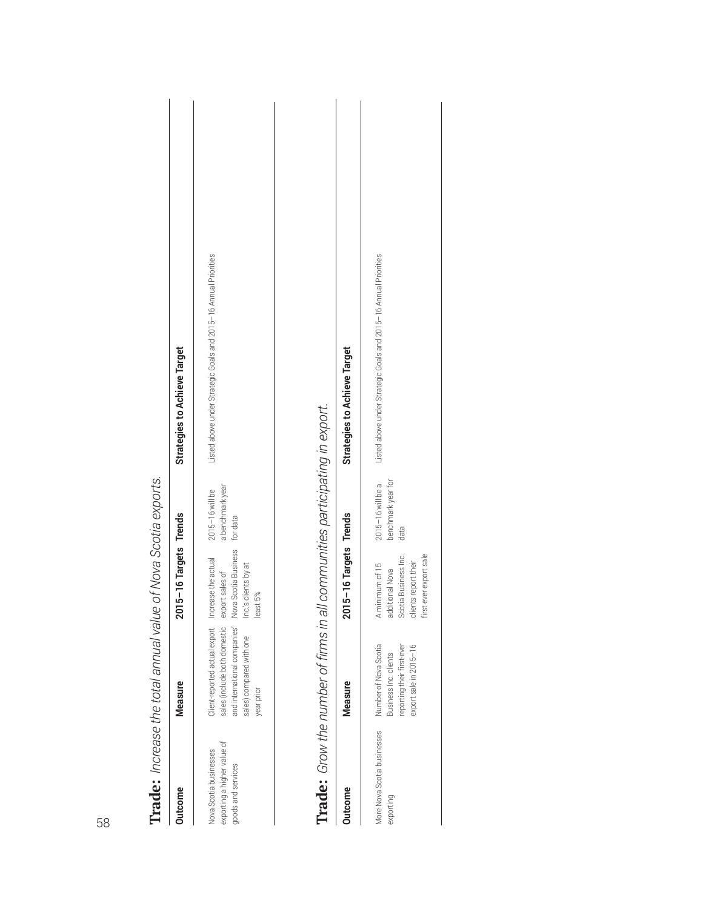**Trade:** *Increase the total annual value of Nova Scotia exports.*

| Outcome | Measure | 2015–16 Targets | Trends | Strategies to Achieve Target |
|---|---|---|---|---|
| Nova Scotia businesses exporting a higher value of goods and services | Client-reported actual export sales (include both domestic and international companies' sales) compared with one year prior | Increase the actual export sales of Nova Scotia Business Inc.'s clients by at least 5% | 2015–16 will be a benchmark year for data | Listed above under Strategic Goals and 2015–16 Annual Priorities |

**Trade:** *Grow the number of firms in all communities participating in export.*

| Outcome | Measure | 2015–16 Targets | Trends | Strategies to Achieve Target |
|---|---|---|---|---|
| More Nova Scotia businesses exporting | Number of Nova Scotia Business Inc. clients reporting their first-ever export sale in 2015–16 | A minimum of 15 additional Nova Scotia Business Inc. clients report their first ever export sale | 2015–16 will be a benchmark year for data | Listed above under Strategic Goals and 2015–16 Annual Priorities |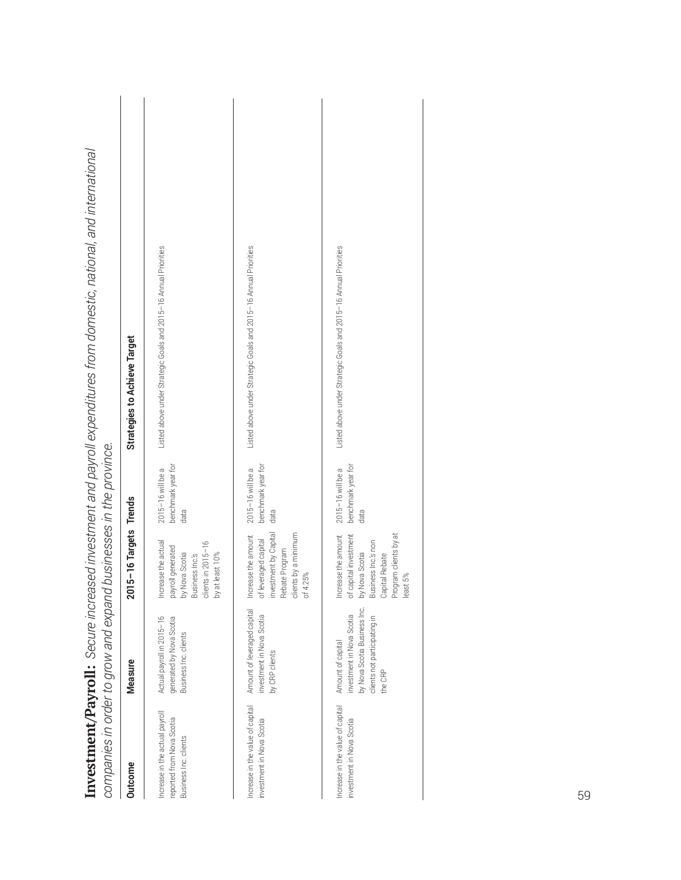**Investment/Payroll:** *Secure increased investment and payroll expenditures from domestic, national, and international companies in order to grow and expand businesses in the province.*

| Outcome | Measure | 2015–16 Targets | Trends | Strategies to Achieve Target |
|---|---|---|---|---|
| Increase in the actual payroll reported from Nova Scotia Business Inc. clients | Actual payroll in 2015–16 generated by Nova Scotia Business Inc. clients | Increase the actual payroll generated by Nova Scotia Business Inc's clients in 2015–16 by at least 10% | 2015–16 will be a benchmark year for data | Listed above under Strategic Goals and 2015–16 Annual Priorities |
| Increase in the value of capital investment in Nova Scotia | Amount of leveraged capital investment in Nova Scotia by CRP clients | Increase the amount of leveraged capital investment by Capital Rebate Program clients by a minimum of 4.25% | 2015–16 will be a benchmark year for data | Listed above under Strategic Goals and 2015–16 Annual Priorities |
| Increase in the value of capital investment in Nova Scotia | Amount of capital investment in Nova Scotia by Nova Scotia Business Inc. clients not participating in the CRP | Increase the amount of capital investment by Nova Scotia Business Inc.'s non Capital Rebate Program clients by at least 5% | 2015–16 will be a benchmark year for data | Listed above under Strategic Goals and 2015–16 Annual Priorities |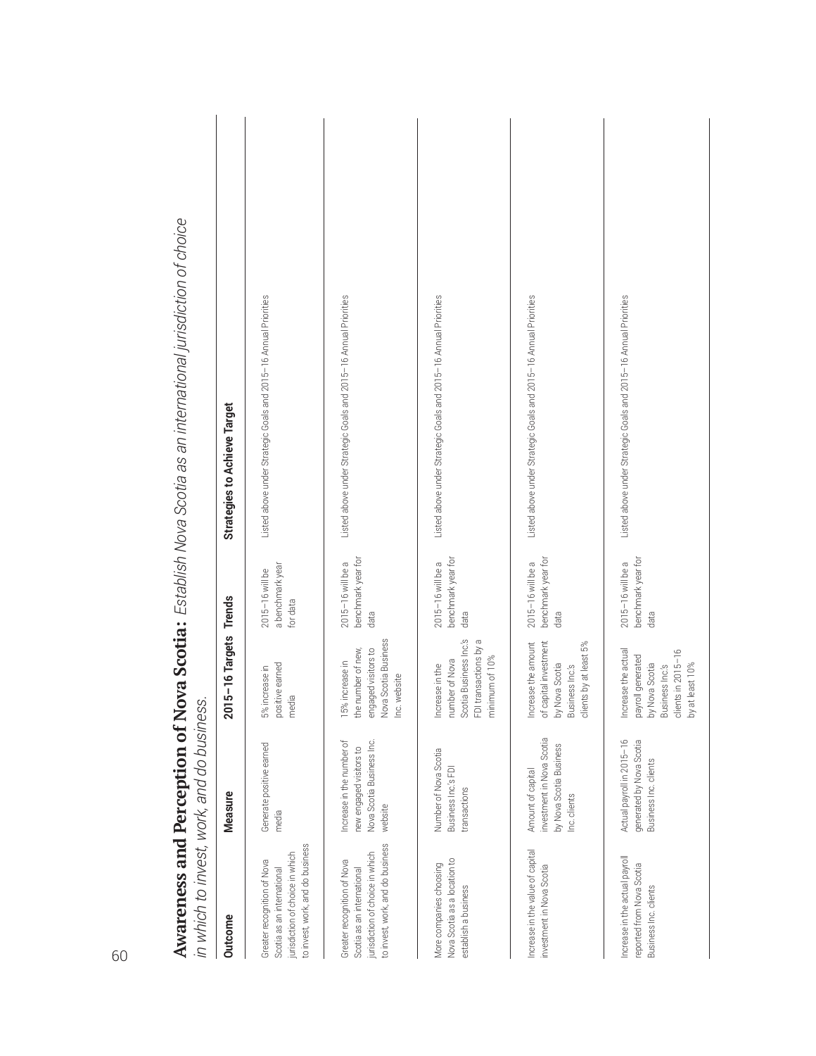## **Awareness and Perception of Nova Scotia:** *Establish Nova Scotia as an international jurisdiction of choice in which to invest, work, and do business.*

| Outcome | Measure | 2015–16 Targets | Trends | Strategies to Achieve Target |
|---|---|---|---|---|
| Greater recognition of Nova Scotia as an international jurisdiction of choice in which to invest, work, and do business | Generate positive earned media | 5% increase in positive earned media | 2015–16 will be a benchmark year for data | Listed above under Strategic Goals and 2015–16 Annual Priorities |
| Greater recognition of Nova Scotia as an international jurisdiction of choice in which to invest, work, and do business | Increase in the number of new engaged visitors to Nova Scotia Business Inc. website | 15% increase in the number of new, engaged visitors to Nova Scotia Business Inc. website | 2015–16 will be a benchmark year for data | Listed above under Strategic Goals and 2015–16 Annual Priorities |
| More companies choosing Nova Scotia as a location to establish a business | Number of Nova Scotia Business Inc.'s FDI transactions | Increase in the number of Nova Scotia Business Inc.'s FDI transactions by a minimum of 10% | 2015–16 will be a benchmark year for data | Listed above under Strategic Goals and 2015–16 Annual Priorities |
| Increase in the value of capital investment in Nova Scotia | Amount of capital investment in Nova Scotia by Nova Scotia Business Inc. clients | Increase the amount of capital investment by Nova Scotia Business Inc.'s clients by at least 5% | 2015–16 will be a benchmark year for data | Listed above under Strategic Goals and 2015–16 Annual Priorities |
| Increase in the actual payroll reported from Nova Scotia Business Inc. clients | Actual payroll in 2015–16 generated by Nova Scotia Business Inc. clients | Increase the actual payroll generated by Nova Scotia Business Inc.'s clients in 2015–16 by at least 10% | 2015–16 will be a benchmark year for data | Listed above under Strategic Goals and 2015–16 Annual Priorities |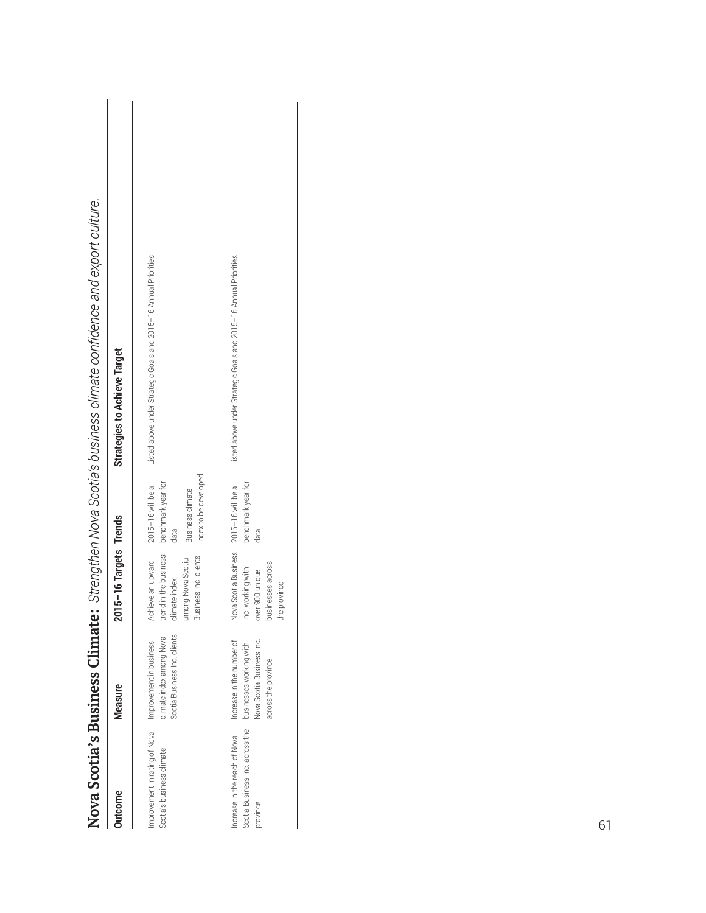# Nova Scotia's Business Climate: *Strengthen Nova Scotia's business climate confidence and export culture.*

| Outcome | Measure | 2015–16 Targets | Trends | Strategies to Achieve Target |
|---|---|---|---|---|
| Improvement in rating of Nova Scotia's business climate | Improvement in business climate index among Nova Scotia Business Inc. clients | Achieve an upward trend in the business climate index among Nova Scotia Business Inc. clients | 2015–16 will be a benchmark year for data<br><br>Business climate index to be developed | Listed above under Strategic Goals and 2015–16 Annual Priorities |
| Increase in the reach of Nova Scotia Business Inc. across the province | Increase in the number of businesses working with Nova Scotia Business Inc. across the province | Nova Scotia Business Inc. working with over 900 unique businesses across the province | 2015–16 will be a benchmark year for data | Listed above under Strategic Goals and 2015–16 Annual Priorities |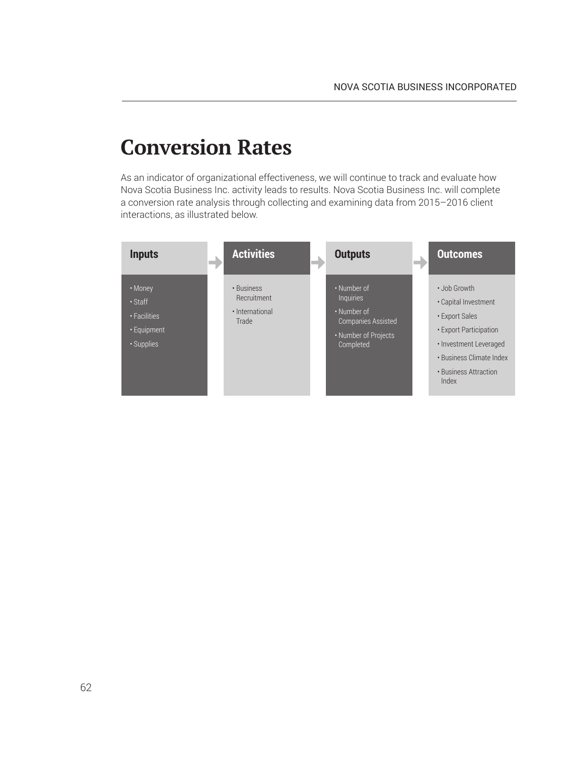# Conversion Rates

As an indicator of organizational effectiveness, we will continue to track and evaluate how Nova Scotia Business Inc. activity leads to results. Nova Scotia Business Inc. will complete a conversion rate analysis through collecting and examining data from 2015–2016 client interactions, as illustrated below.

| Inputs | Activities | Outputs | Outcomes |
|---|---|---|---|
| • Money<br>• Staff<br>• Facilities<br>• Equipment<br>• Supplies | • Business Recruitment<br>• International Trade | • Number of Inquiries<br>• Number of Companies Assisted<br>• Number of Projects Completed | • Job Growth<br>• Capital Investment<br>• Export Sales<br>• Export Participation<br>• Investment Leveraged<br>• Business Climate Index<br>• Business Attraction Index |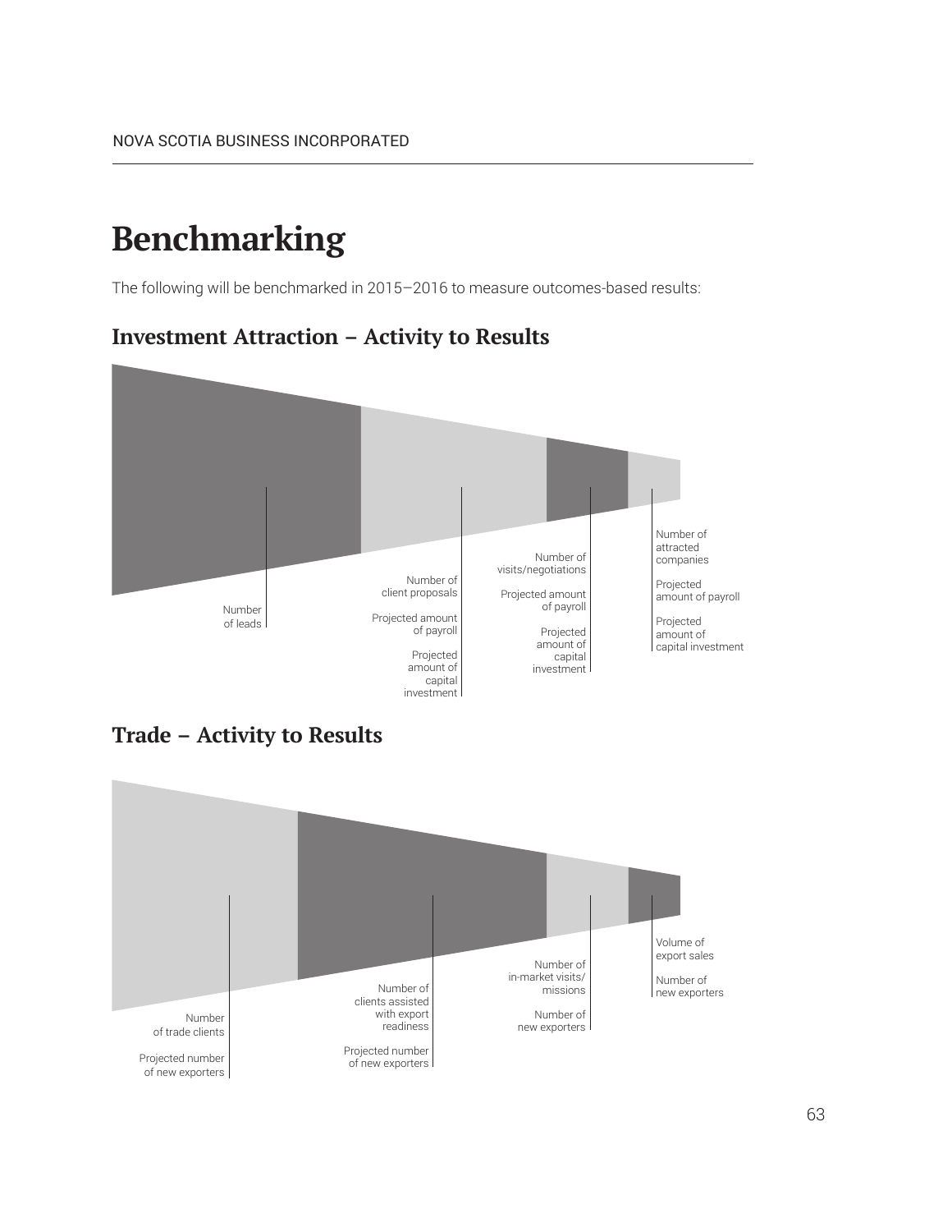// Benchmarking

The following will be benchmarked in 2015–2016 to measure outcomes-based results:

## Investment Attraction – Activity to Results

- Number of leads
- Number of client proposals
  - Projected amount of payroll
  - Projected amount of capital investment
- Number of visits/negotiations
  - Projected amount of payroll
  - Projected amount of capital investment
- Number of attracted companies
  - Projected amount of payroll
  - Projected amount of capital investment

## Trade – Activity to Results

- Number of trade clients
  - Projected number of new exporters
- Number of clients assisted with export readiness
  - Projected number of new exporters
- Number of in-market visits/missions
  - Number of new exporters
- Volume of export sales
  - Number of new exporters

# Benchmarking

The following will be benchmarked in 2015–2016 to measure outcomes-based results:

## Investment Attraction – Activity to Results

- Number of leads
- Number of client proposals
  - Projected amount of payroll
  - Projected amount of capital investment
- Number of visits/negotiations
  - Projected amount of payroll
  - Projected amount of capital investment
- Number of attracted companies
  - Projected amount of payroll
  - Projected amount of capital investment

## Trade – Activity to Results

- Number of trade clients
  - Projected number of new exporters
- Number of clients assisted with export readiness
  - Projected number of new exporters
- Number of in-market visits/missions
  - Number of new exporters
- Volume of export sales
  - Number of new exporters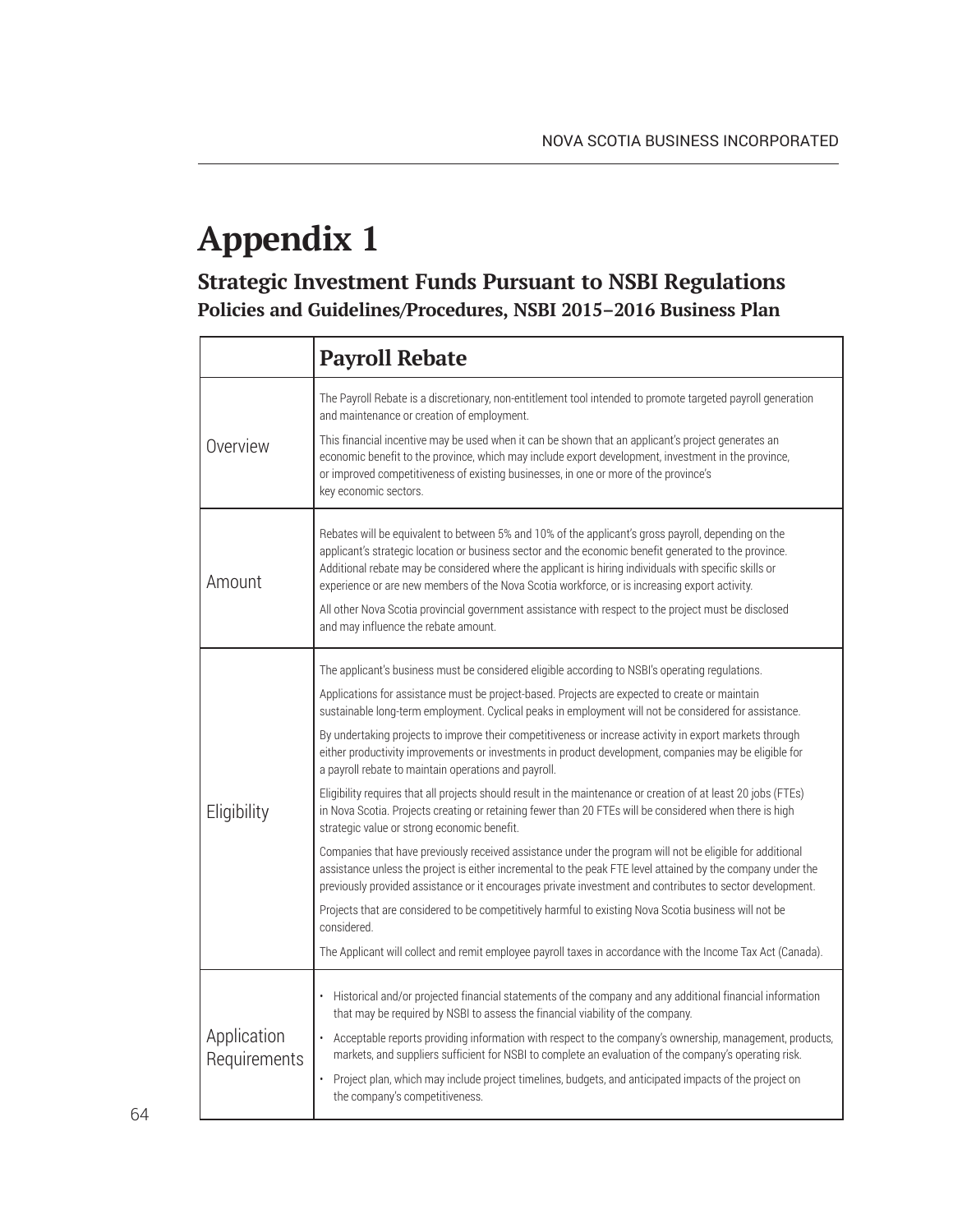# Appendix 1

## Strategic Investment Funds Pursuant to NSBI Regulations

### Policies and Guidelines/Procedures, NSBI 2015–2016 Business Plan

| | **Payroll Rebate** |
|---|---|
| Overview | The Payroll Rebate is a discretionary, non-entitlement tool intended to promote targeted payroll generation and maintenance or creation of employment.<br><br>This financial incentive may be used when it can be shown that an applicant's project generates an economic benefit to the province, which may include export development, investment in the province, or improved competitiveness of existing businesses, in one or more of the province's key economic sectors. |
| Amount | Rebates will be equivalent to between 5% and 10% of the applicant's gross payroll, depending on the applicant's strategic location or business sector and the economic benefit generated to the province. Additional rebate may be considered where the applicant is hiring individuals with specific skills or experience or are new members of the Nova Scotia workforce, or is increasing export activity.<br><br>All other Nova Scotia provincial government assistance with respect to the project must be disclosed and may influence the rebate amount. |
| Eligibility | The applicant's business must be considered eligible according to NSBI's operating regulations.<br><br>Applications for assistance must be project-based. Projects are expected to create or maintain sustainable long-term employment. Cyclical peaks in employment will not be considered for assistance.<br><br>By undertaking projects to improve their competitiveness or increase activity in export markets through either productivity improvements or investments in product development, companies may be eligible for a payroll rebate to maintain operations and payroll.<br><br>Eligibility requires that all projects should result in the maintenance or creation of at least 20 jobs (FTEs) in Nova Scotia. Projects creating or retaining fewer than 20 FTEs will be considered when there is high strategic value or strong economic benefit.<br><br>Companies that have previously received assistance under the program will not be eligible for additional assistance unless the project is either incremental to the peak FTE level attained by the company under the previously provided assistance or it encourages private investment and contributes to sector development.<br><br>Projects that are considered to be competitively harmful to existing Nova Scotia business will not be considered.<br><br>The Applicant will collect and remit employee payroll taxes in accordance with the Income Tax Act (Canada). |
| Application Requirements | • Historical and/or projected financial statements of the company and any additional financial information that may be required by NSBI to assess the financial viability of the company.<br>• Acceptable reports providing information with respect to the company's ownership, management, products, markets, and suppliers sufficient for NSBI to complete an evaluation of the company's operating risk.<br>• Project plan, which may include project timelines, budgets, and anticipated impacts of the project on the company's competitiveness. |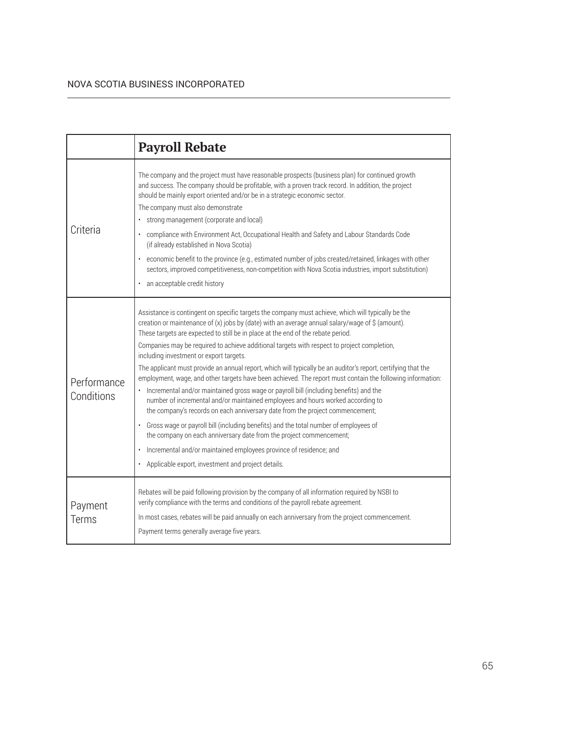| | **Payroll Rebate** |
|---|---|
| Criteria | The company and the project must have reasonable prospects (business plan) for continued growth and success. The company should be profitable, with a proven track record. In addition, the project should be mainly export oriented and/or be in a strategic economic sector.<br>The company must also demonstrate<br>• strong management (corporate and local)<br>• compliance with Environment Act, Occupational Health and Safety and Labour Standards Code (if already established in Nova Scotia)<br>• economic benefit to the province (e.g., estimated number of jobs created/retained, linkages with other sectors, improved competitiveness, non-competition with Nova Scotia industries, import substitution)<br>• an acceptable credit history |
| Performance Conditions | Assistance is contingent on specific targets the company must achieve, which will typically be the creation or maintenance of (x) jobs by (date) with an average annual salary/wage of $ (amount). These targets are expected to still be in place at the end of the rebate period.<br>Companies may be required to achieve additional targets with respect to project completion, including investment or export targets.<br>The applicant must provide an annual report, which will typically be an auditor's report, certifying that the employment, wage, and other targets have been achieved. The report must contain the following information:<br>• Incremental and/or maintained gross wage or payroll bill (including benefits) and the number of incremental and/or maintained employees and hours worked according to the company's records on each anniversary date from the project commencement;<br>• Gross wage or payroll bill (including benefits) and the total number of employees of the company on each anniversary date from the project commencement;<br>• Incremental and/or maintained employees province of residence; and<br>• Applicable export, investment and project details. |
| Payment Terms | Rebates will be paid following provision by the company of all information required by NSBI to verify compliance with the terms and conditions of the payroll rebate agreement.<br>In most cases, rebates will be paid annually on each anniversary from the project commencement.<br>Payment terms generally average five years. |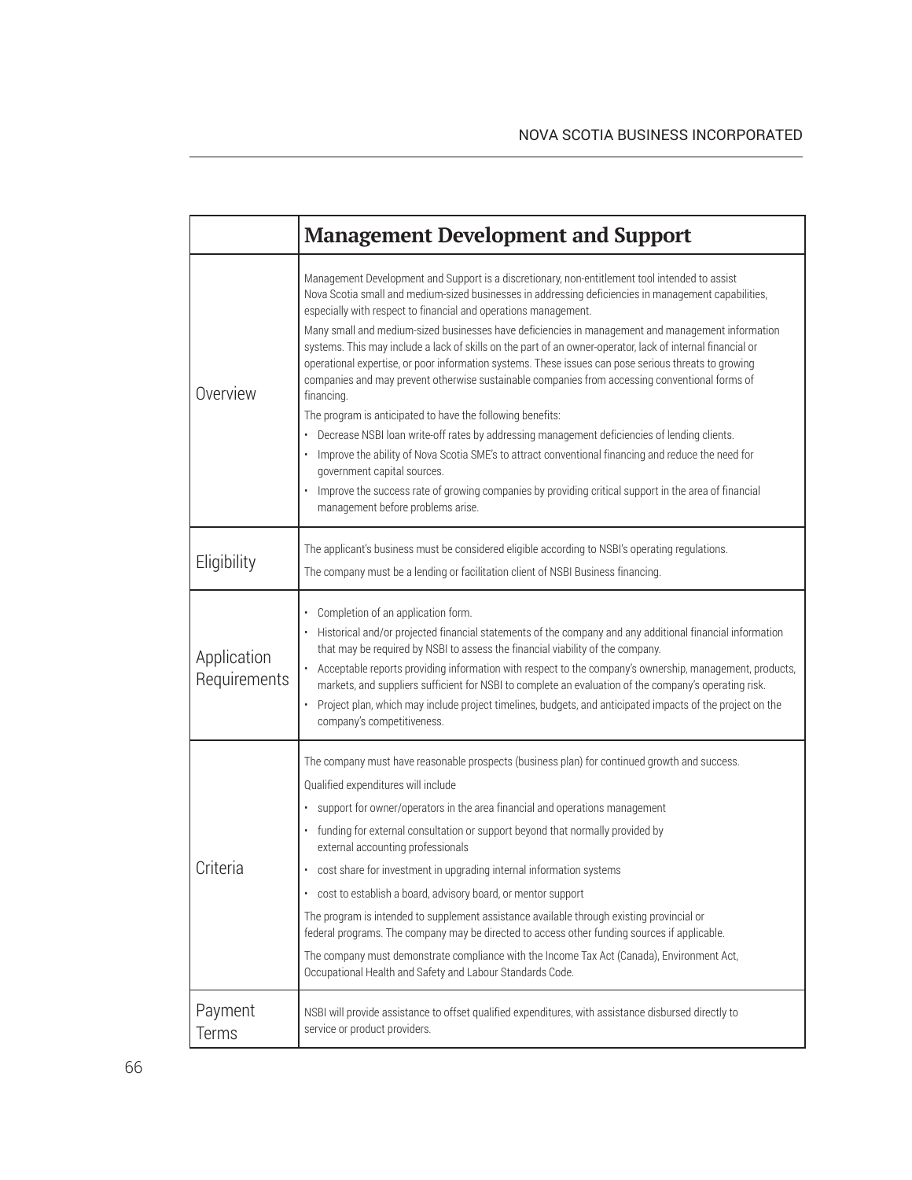| | Management Development and Support |
|---|---|
| Overview | Management Development and Support is a discretionary, non-entitlement tool intended to assist Nova Scotia small and medium-sized businesses in addressing deficiencies in management capabilities, especially with respect to financial and operations management.<br><br>Many small and medium-sized businesses have deficiencies in management and management information systems. This may include a lack of skills on the part of an owner-operator, lack of internal financial or operational expertise, or poor information systems. These issues can pose serious threats to growing companies and may prevent otherwise sustainable companies from accessing conventional forms of financing.<br><br>The program is anticipated to have the following benefits:<br>• Decrease NSBI loan write-off rates by addressing management deficiencies of lending clients.<br>• Improve the ability of Nova Scotia SME's to attract conventional financing and reduce the need for government capital sources.<br>• Improve the success rate of growing companies by providing critical support in the area of financial management before problems arise. |
| Eligibility | The applicant's business must be considered eligible according to NSBI's operating regulations.<br><br>The company must be a lending or facilitation client of NSBI Business financing. |
| Application Requirements | • Completion of an application form.<br>• Historical and/or projected financial statements of the company and any additional financial information that may be required by NSBI to assess the financial viability of the company.<br>• Acceptable reports providing information with respect to the company's ownership, management, products, markets, and suppliers sufficient for NSBI to complete an evaluation of the company's operating risk.<br>• Project plan, which may include project timelines, budgets, and anticipated impacts of the project on the company's competitiveness. |
| Criteria | The company must have reasonable prospects (business plan) for continued growth and success.<br><br>Qualified expenditures will include<br>• support for owner/operators in the area financial and operations management<br>• funding for external consultation or support beyond that normally provided by external accounting professionals<br>• cost share for investment in upgrading internal information systems<br>• cost to establish a board, advisory board, or mentor support<br><br>The program is intended to supplement assistance available through existing provincial or federal programs. The company may be directed to access other funding sources if applicable.<br><br>The company must demonstrate compliance with the Income Tax Act (Canada), Environment Act, Occupational Health and Safety and Labour Standards Code. |
| Payment Terms | NSBI will provide assistance to offset qualified expenditures, with assistance disbursed directly to service or product providers. |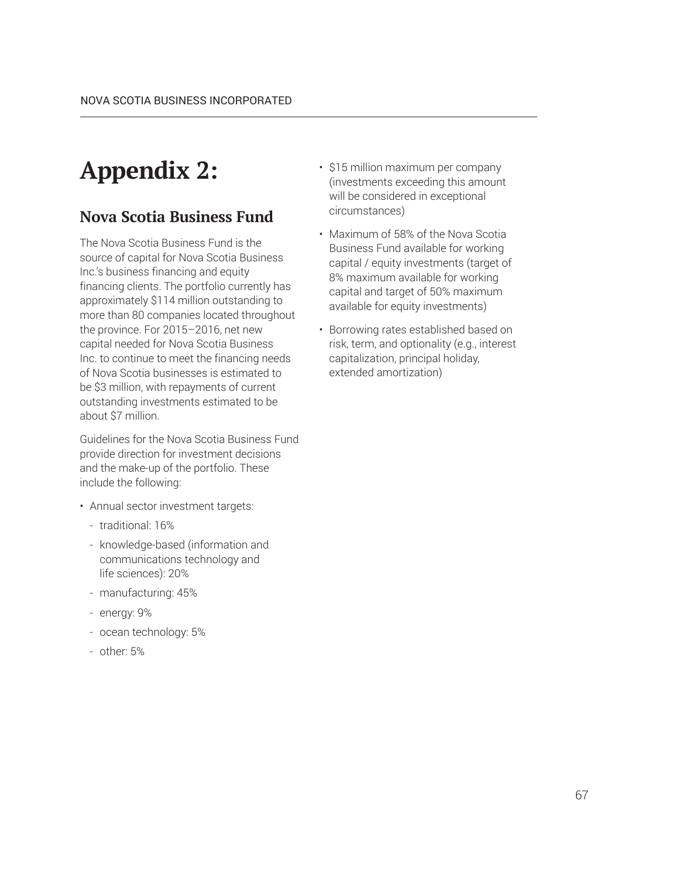# Appendix 2:

## Nova Scotia Business Fund

The Nova Scotia Business Fund is the source of capital for Nova Scotia Business Inc.'s business financing and equity financing clients. The portfolio currently has approximately $114 million outstanding to more than 80 companies located throughout the province. For 2015–2016, net new capital needed for Nova Scotia Business Inc. to continue to meet the financing needs of Nova Scotia businesses is estimated to be $3 million, with repayments of current outstanding investments estimated to be about $7 million.

Guidelines for the Nova Scotia Business Fund provide direction for investment decisions and the make-up of the portfolio. These include the following:

- Annual sector investment targets:
  - traditional: 16%
  - knowledge-based (information and communications technology and life sciences): 20%
  - manufacturing: 45%
  - energy: 9%
  - ocean technology: 5%
  - other: 5%
- $15 million maximum per company (investments exceeding this amount will be considered in exceptional circumstances)
- Maximum of 58% of the Nova Scotia Business Fund available for working capital / equity investments (target of 8% maximum available for working capital and target of 50% maximum available for equity investments)
- Borrowing rates established based on risk, term, and optionality (e.g., interest capitalization, principal holiday, extended amortization)